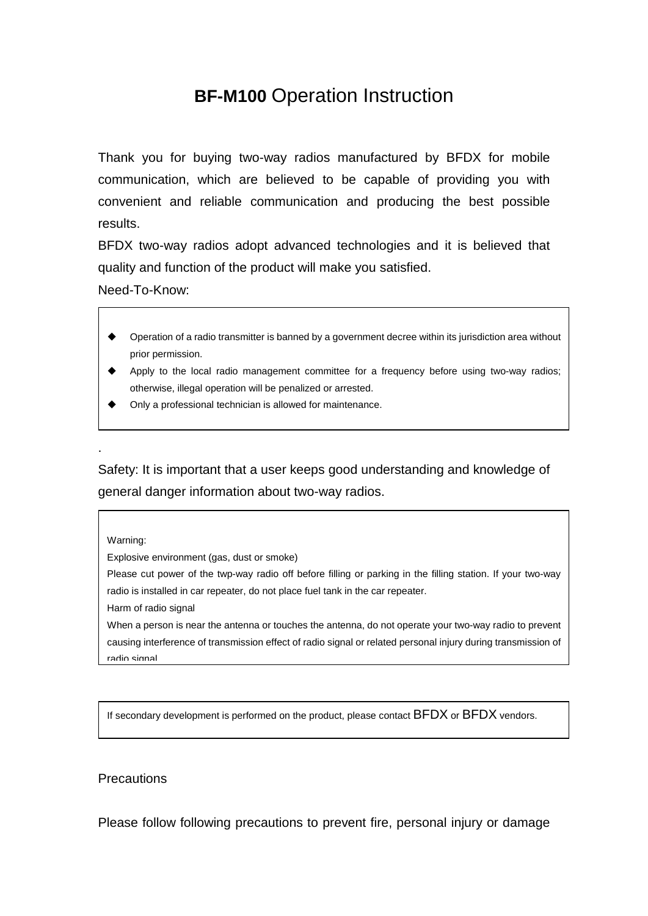# **BF-M100** Operation Instruction

Thank you for buying two-way radios manufactured by BFDX for mobile communication, which are believed to be capable of providing you with convenient and reliable communication and producing the best possible results.

BFDX two-way radios adopt advanced technologies and it is believed that quality and function of the product will make you satisfied.

Need-To-Know:

- Operation of a radio transmitter is banned by a government decree within its jurisdiction area without prior permission.
- Apply to the local radio management committee for a frequency before using two-way radios; otherwise, illegal operation will be penalized or arrested.
- Only a professional technician is allowed for maintenance.

.

Safety: It is important that a user keeps good understanding and knowledge of general danger information about two-way radios.

Warning:

Explosive environment (gas, dust or smoke)

Please cut power of the twp-way radio off before filling or parking in the filling station. If your two-way radio is installed in car repeater, do not place fuel tank in the car repeater.

Harm of radio signal

When a person is near the antenna or touches the antenna, do not operate your two-way radio to prevent causing interference of transmission effect of radio signal or related personal injury during transmission of radio signal

If secondary development is performed on the product, please contact BFDX or BFDX vendors.

Precautions

Please follow following precautions to prevent fire, personal injury or damage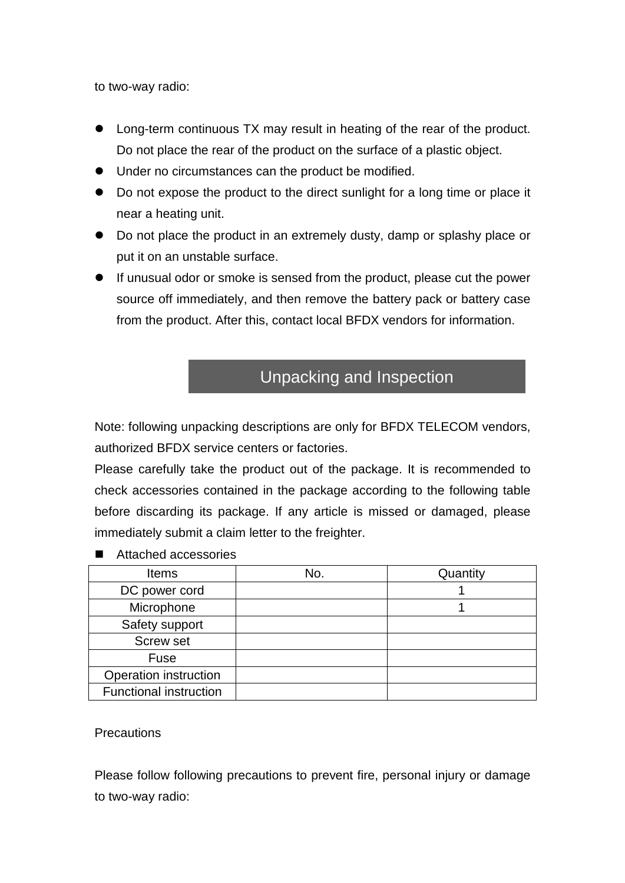to two-way radio:

- Long-term continuous TX may result in heating of the rear of the product. Do not place the rear of the product on the surface of a plastic object.
- Under no circumstances can the product be modified.
- Do not expose the product to the direct sunlight for a long time or place it near a heating unit.
- Do not place the product in an extremely dusty, damp or splashy place or put it on an unstable surface.
- If unusual odor or smoke is sensed from the product, please cut the power source off immediately, and then remove the battery pack or battery case from the product. After this, contact local BFDX vendors for information.

## Unpacking and Inspection

Note: following unpacking descriptions are only for BFDX TELECOM vendors, authorized BFDX service centers or factories.

Please carefully take the product out of the package. It is recommended to check accessories contained in the package according to the following table before discarding its package. If any article is missed or damaged, please immediately submit a claim letter to the freighter.

- Attached accessories

| Items | No. | Quantity |
|---|---|---|
| DC power cord | | 1 |
| Microphone | | 1 |
| Safety support | | |
| Screw set | | |
| Fuse | | |
| Operation instruction | | |
| Functional instruction | | |

Precautions

Please follow following precautions to prevent fire, personal injury or damage to two-way radio: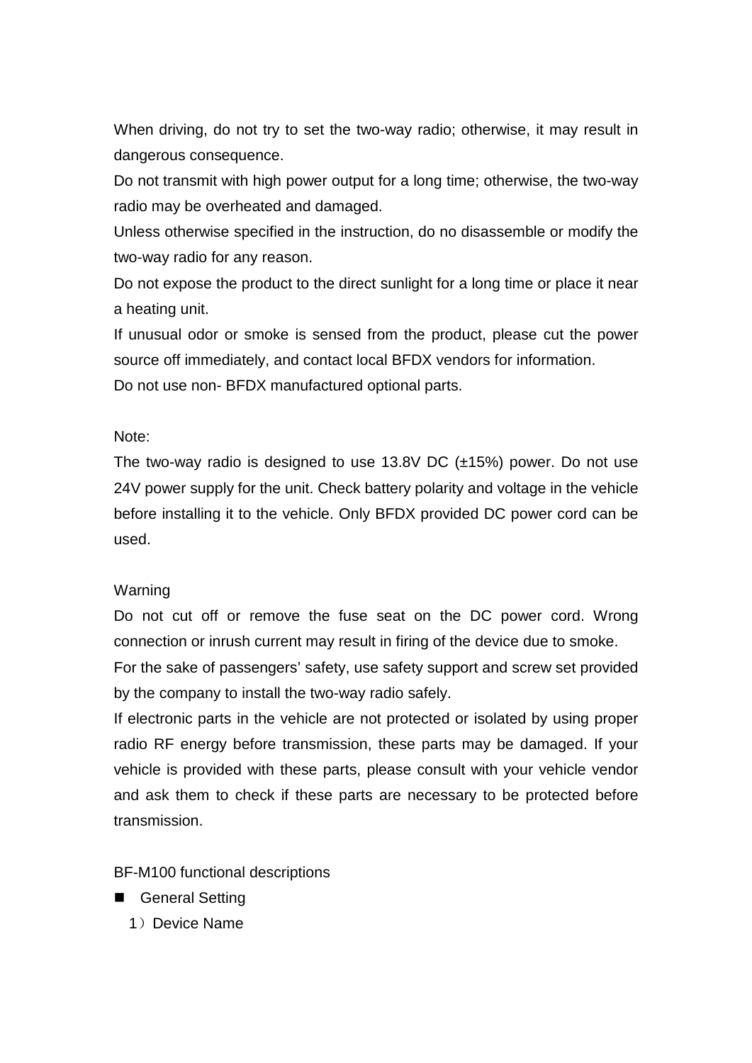When driving, do not try to set the two-way radio; otherwise, it may result in dangerous consequence.

Do not transmit with high power output for a long time; otherwise, the two-way radio may be overheated and damaged.

Unless otherwise specified in the instruction, do no disassemble or modify the two-way radio for any reason.

Do not expose the product to the direct sunlight for a long time or place it near a heating unit.

If unusual odor or smoke is sensed from the product, please cut the power source off immediately, and contact local BFDX vendors for information.

Do not use non- BFDX manufactured optional parts.

Note:

The two-way radio is designed to use 13.8V DC (±15%) power. Do not use 24V power supply for the unit. Check battery polarity and voltage in the vehicle before installing it to the vehicle. Only BFDX provided DC power cord can be used.

Warning

Do not cut off or remove the fuse seat on the DC power cord. Wrong connection or inrush current may result in firing of the device due to smoke.

For the sake of passengers' safety, use safety support and screw set provided by the company to install the two-way radio safely.

If electronic parts in the vehicle are not protected or isolated by using proper radio RF energy before transmission, these parts may be damaged. If your vehicle is provided with these parts, please consult with your vehicle vendor and ask them to check if these parts are necessary to be protected before transmission.

BF-M100 functional descriptions

- General Setting

1）Device Name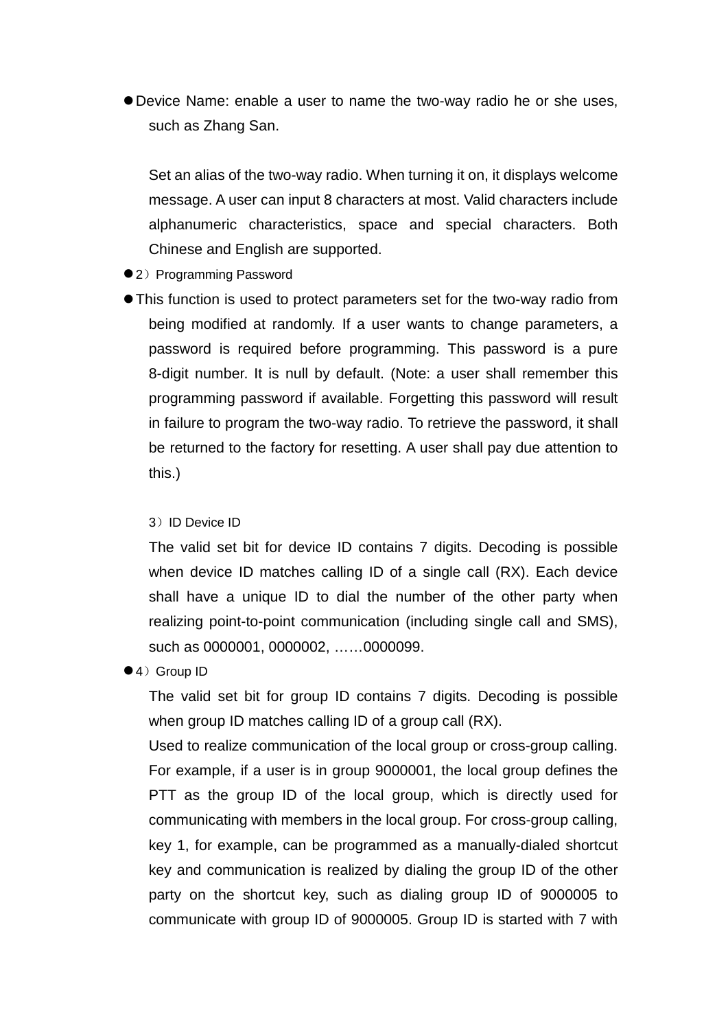- Device Name: enable a user to name the two-way radio he or she uses, such as Zhang San.

  Set an alias of the two-way radio. When turning it on, it displays welcome message. A user can input 8 characters at most. Valid characters include alphanumeric characteristics, space and special characters. Both Chinese and English are supported.
- 2）Programming Password
- This function is used to protect parameters set for the two-way radio from being modified at randomly. If a user wants to change parameters, a password is required before programming. This password is a pure 8-digit number. It is null by default. (Note: a user shall remember this programming password if available. Forgetting this password will result in failure to program the two-way radio. To retrieve the password, it shall be returned to the factory for resetting. A user shall pay due attention to this.)

  3）ID Device ID

  The valid set bit for device ID contains 7 digits. Decoding is possible when device ID matches calling ID of a single call (RX). Each device shall have a unique ID to dial the number of the other party when realizing point-to-point communication (including single call and SMS), such as 0000001, 0000002, ……0000099.
- 4）Group ID

  The valid set bit for group ID contains 7 digits. Decoding is possible when group ID matches calling ID of a group call (RX).

  Used to realize communication of the local group or cross-group calling. For example, if a user is in group 9000001, the local group defines the PTT as the group ID of the local group, which is directly used for communicating with members in the local group. For cross-group calling, key 1, for example, can be programmed as a manually-dialed shortcut key and communication is realized by dialing the group ID of the other party on the shortcut key, such as dialing group ID of 9000005 to communicate with group ID of 9000005. Group ID is started with 7 with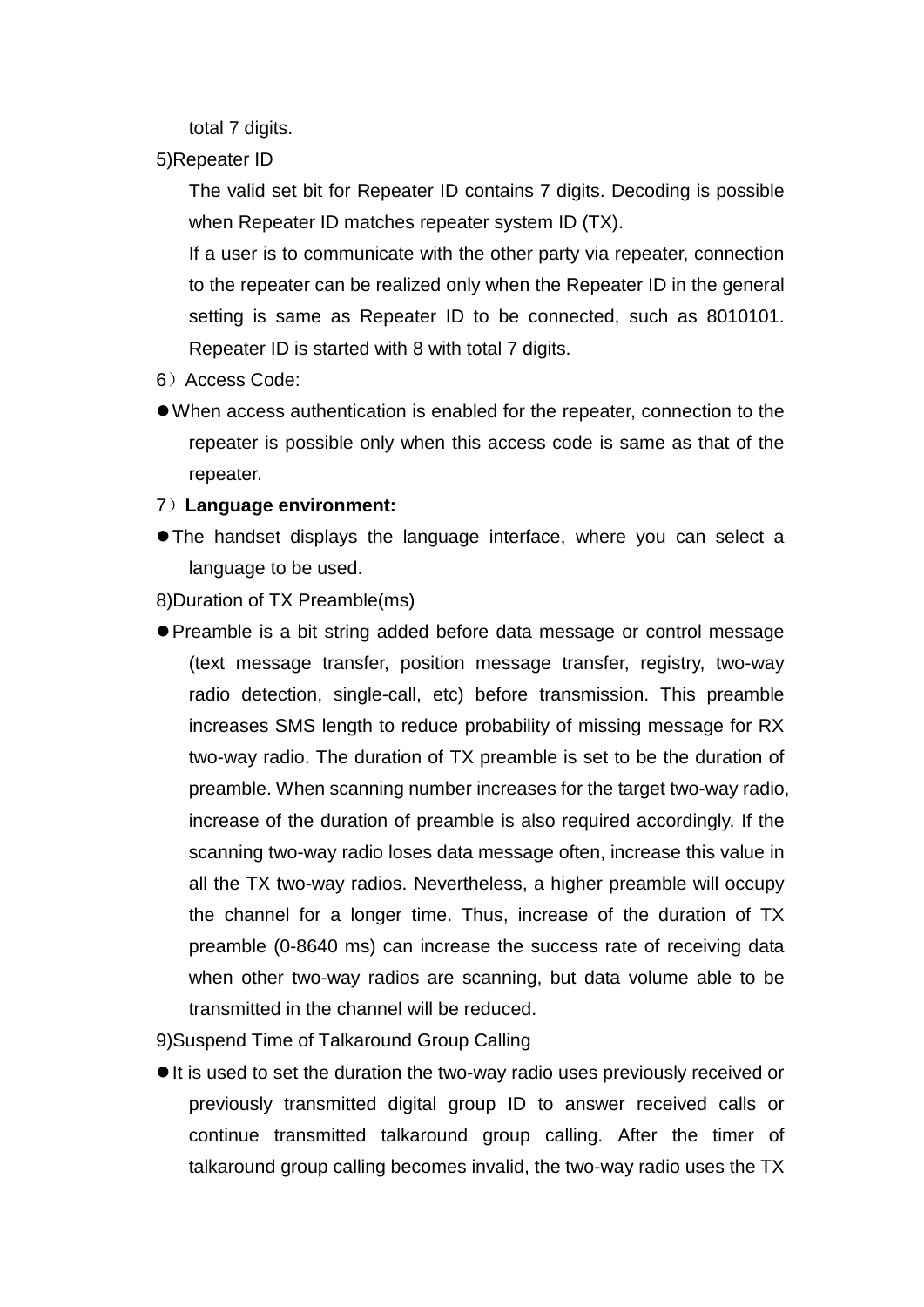total 7 digits.

5)Repeater ID

The valid set bit for Repeater ID contains 7 digits. Decoding is possible when Repeater ID matches repeater system ID (TX).

If a user is to communicate with the other party via repeater, connection to the repeater can be realized only when the Repeater ID in the general setting is same as Repeater ID to be connected, such as 8010101. Repeater ID is started with 8 with total 7 digits.

6）Access Code:

- When access authentication is enabled for the repeater, connection to the repeater is possible only when this access code is same as that of the repeater.

7）**Language environment:**

- The handset displays the language interface, where you can select a language to be used.

8)Duration of TX Preamble(ms)

- Preamble is a bit string added before data message or control message (text message transfer, position message transfer, registry, two-way radio detection, single-call, etc) before transmission. This preamble increases SMS length to reduce probability of missing message for RX two-way radio. The duration of TX preamble is set to be the duration of preamble. When scanning number increases for the target two-way radio, increase of the duration of preamble is also required accordingly. If the scanning two-way radio loses data message often, increase this value in all the TX two-way radios. Nevertheless, a higher preamble will occupy the channel for a longer time. Thus, increase of the duration of TX preamble (0-8640 ms) can increase the success rate of receiving data when other two-way radios are scanning, but data volume able to be transmitted in the channel will be reduced.

9)Suspend Time of Talkaround Group Calling

- It is used to set the duration the two-way radio uses previously received or previously transmitted digital group ID to answer received calls or continue transmitted talkaround group calling. After the timer of talkaround group calling becomes invalid, the two-way radio uses the TX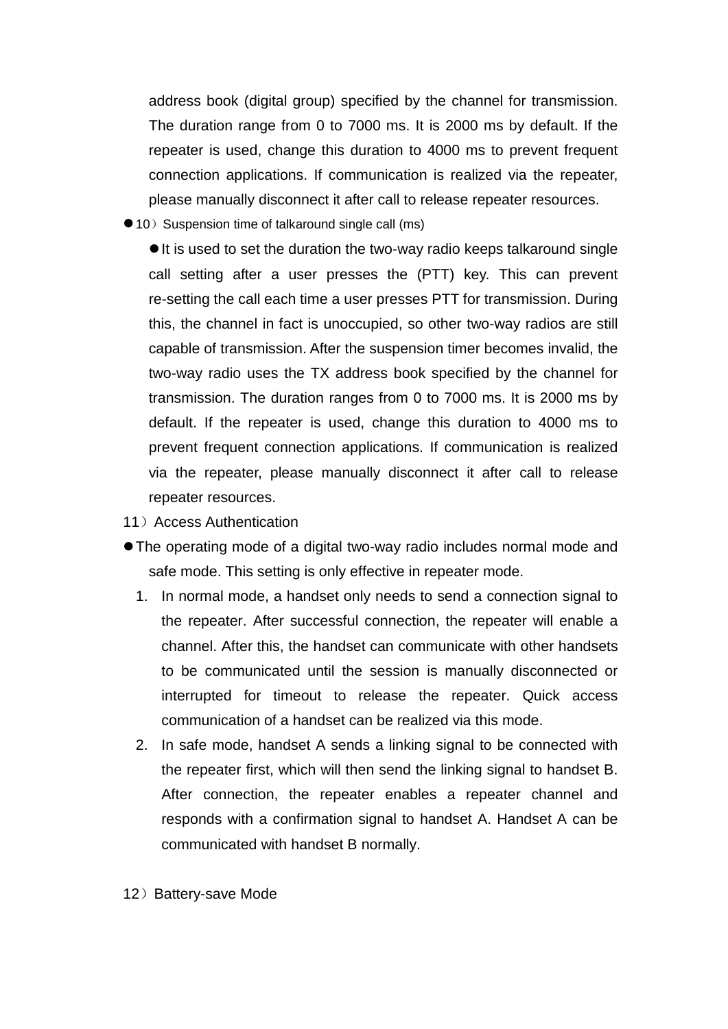address book (digital group) specified by the channel for transmission. The duration range from 0 to 7000 ms. It is 2000 ms by default. If the repeater is used, change this duration to 4000 ms to prevent frequent connection applications. If communication is realized via the repeater, please manually disconnect it after call to release repeater resources.

- 10）Suspension time of talkaround single call (ms)
  - It is used to set the duration the two-way radio keeps talkaround single call setting after a user presses the (PTT) key. This can prevent re-setting the call each time a user presses PTT for transmission. During this, the channel in fact is unoccupied, so other two-way radios are still capable of transmission. After the suspension timer becomes invalid, the two-way radio uses the TX address book specified by the channel for transmission. The duration ranges from 0 to 7000 ms. It is 2000 ms by default. If the repeater is used, change this duration to 4000 ms to prevent frequent connection applications. If communication is realized via the repeater, please manually disconnect it after call to release repeater resources.

11）Access Authentication

- The operating mode of a digital two-way radio includes normal mode and safe mode. This setting is only effective in repeater mode.
  1. In normal mode, a handset only needs to send a connection signal to the repeater. After successful connection, the repeater will enable a channel. After this, the handset can communicate with other handsets to be communicated until the session is manually disconnected or interrupted for timeout to release the repeater. Quick access communication of a handset can be realized via this mode.
  2. In safe mode, handset A sends a linking signal to be connected with the repeater first, which will then send the linking signal to handset B. After connection, the repeater enables a repeater channel and responds with a confirmation signal to handset A. Handset A can be communicated with handset B normally.

12）Battery-save Mode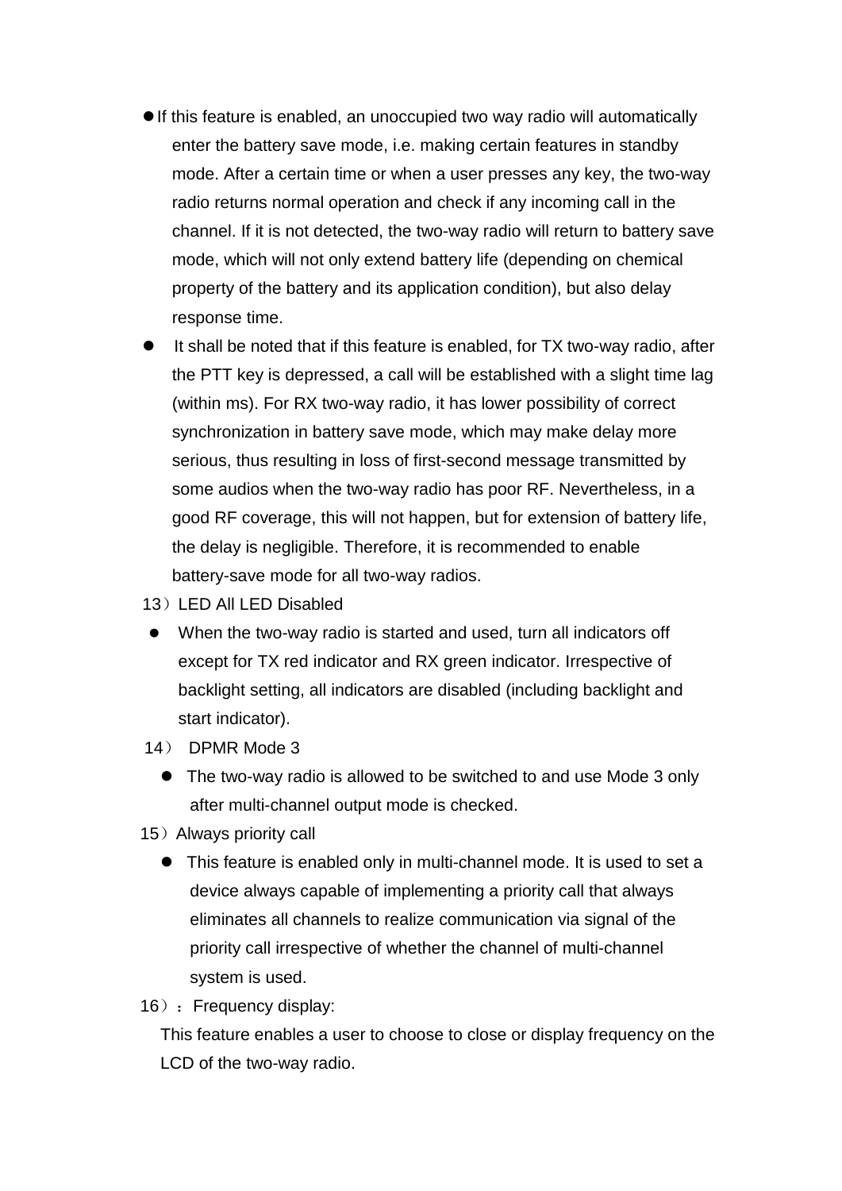- If this feature is enabled, an unoccupied two way radio will automatically enter the battery save mode, i.e. making certain features in standby mode. After a certain time or when a user presses any key, the two-way radio returns normal operation and check if any incoming call in the channel. If it is not detected, the two-way radio will return to battery save mode, which will not only extend battery life (depending on chemical property of the battery and its application condition), but also delay response time.
- It shall be noted that if this feature is enabled, for TX two-way radio, after the PTT key is depressed, a call will be established with a slight time lag (within ms). For RX two-way radio, it has lower possibility of correct synchronization in battery save mode, which may make delay more serious, thus resulting in loss of first-second message transmitted by some audios when the two-way radio has poor RF. Nevertheless, in a good RF coverage, this will not happen, but for extension of battery life, the delay is negligible. Therefore, it is recommended to enable battery-save mode for all two-way radios.

13）LED All LED Disabled

- When the two-way radio is started and used, turn all indicators off except for TX red indicator and RX green indicator. Irrespective of backlight setting, all indicators are disabled (including backlight and start indicator).

14） DPMR Mode 3

- The two-way radio is allowed to be switched to and use Mode 3 only after multi-channel output mode is checked.

15）Always priority call

- This feature is enabled only in multi-channel mode. It is used to set a device always capable of implementing a priority call that always eliminates all channels to realize communication via signal of the priority call irrespective of whether the channel of multi-channel system is used.

16）：Frequency display:

This feature enables a user to choose to close or display frequency on the LCD of the two-way radio.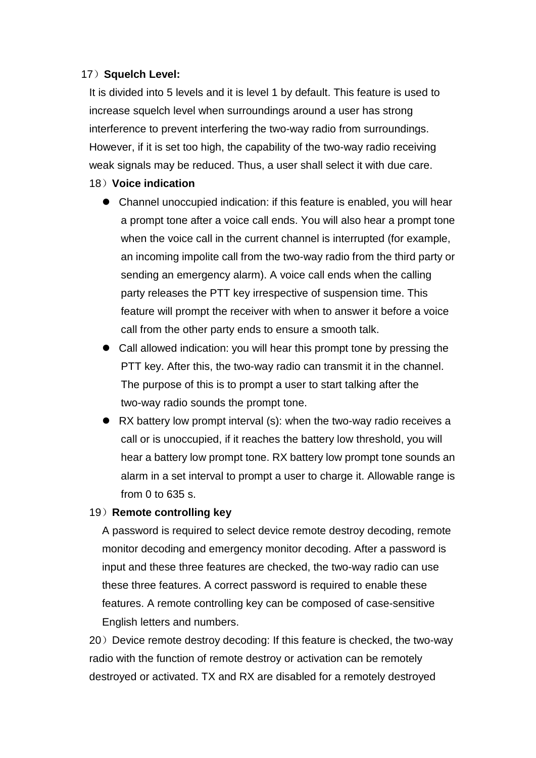17）**Squelch Level:**

It is divided into 5 levels and it is level 1 by default. This feature is used to increase squelch level when surroundings around a user has strong interference to prevent interfering the two-way radio from surroundings. However, if it is set too high, the capability of the two-way radio receiving weak signals may be reduced. Thus, a user shall select it with due care.

18）**Voice indication**

- Channel unoccupied indication: if this feature is enabled, you will hear a prompt tone after a voice call ends. You will also hear a prompt tone when the voice call in the current channel is interrupted (for example, an incoming impolite call from the two-way radio from the third party or sending an emergency alarm). A voice call ends when the calling party releases the PTT key irrespective of suspension time. This feature will prompt the receiver with when to answer it before a voice call from the other party ends to ensure a smooth talk.
- Call allowed indication: you will hear this prompt tone by pressing the PTT key. After this, the two-way radio can transmit it in the channel. The purpose of this is to prompt a user to start talking after the two-way radio sounds the prompt tone.
- RX battery low prompt interval (s): when the two-way radio receives a call or is unoccupied, if it reaches the battery low threshold, you will hear a battery low prompt tone. RX battery low prompt tone sounds an alarm in a set interval to prompt a user to charge it. Allowable range is from 0 to 635 s.

19）**Remote controlling key**

A password is required to select device remote destroy decoding, remote monitor decoding and emergency monitor decoding. After a password is input and these three features are checked, the two-way radio can use these three features. A correct password is required to enable these features. A remote controlling key can be composed of case-sensitive English letters and numbers.

20）Device remote destroy decoding: If this feature is checked, the two-way radio with the function of remote destroy or activation can be remotely destroyed or activated. TX and RX are disabled for a remotely destroyed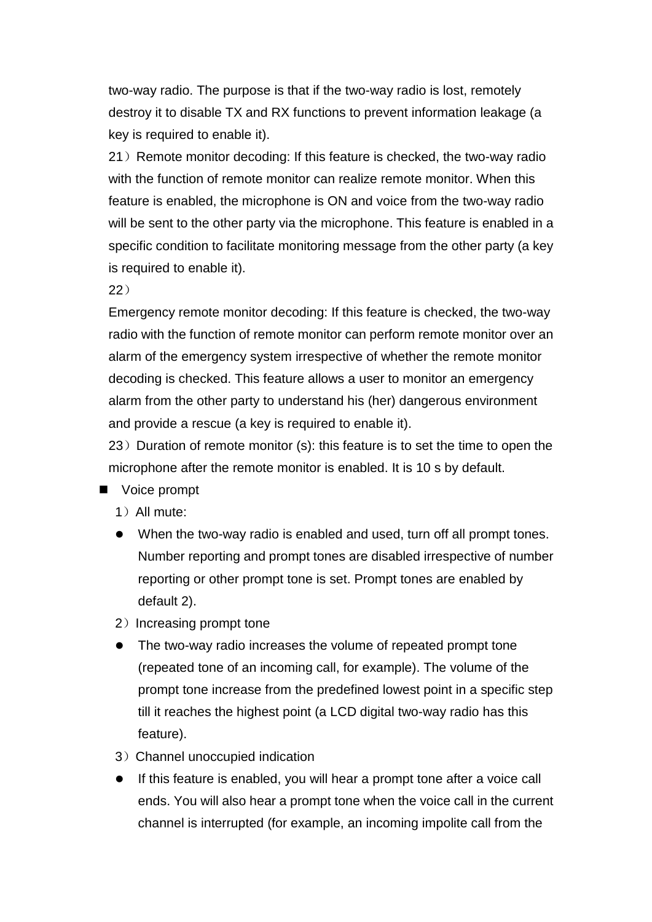two-way radio. The purpose is that if the two-way radio is lost, remotely destroy it to disable TX and RX functions to prevent information leakage (a key is required to enable it).

21）Remote monitor decoding: If this feature is checked, the two-way radio with the function of remote monitor can realize remote monitor. When this feature is enabled, the microphone is ON and voice from the two-way radio will be sent to the other party via the microphone. This feature is enabled in a specific condition to facilitate monitoring message from the other party (a key is required to enable it).

22）

Emergency remote monitor decoding: If this feature is checked, the two-way radio with the function of remote monitor can perform remote monitor over an alarm of the emergency system irrespective of whether the remote monitor decoding is checked. This feature allows a user to monitor an emergency alarm from the other party to understand his (her) dangerous environment and provide a rescue (a key is required to enable it).

23）Duration of remote monitor (s): this feature is to set the time to open the microphone after the remote monitor is enabled. It is 10 s by default.

- Voice prompt

  1）All mute:

  - When the two-way radio is enabled and used, turn off all prompt tones. Number reporting and prompt tones are disabled irrespective of number reporting or other prompt tone is set. Prompt tones are enabled by default 2).

  2）Increasing prompt tone

  - The two-way radio increases the volume of repeated prompt tone (repeated tone of an incoming call, for example). The volume of the prompt tone increase from the predefined lowest point in a specific step till it reaches the highest point (a LCD digital two-way radio has this feature).

  3）Channel unoccupied indication

  - If this feature is enabled, you will hear a prompt tone after a voice call ends. You will also hear a prompt tone when the voice call in the current channel is interrupted (for example, an incoming impolite call from the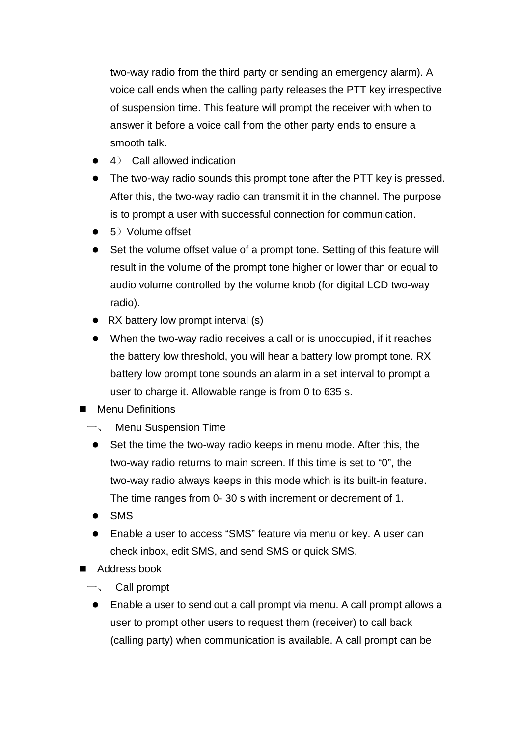two-way radio from the third party or sending an emergency alarm). A voice call ends when the calling party releases the PTT key irrespective of suspension time. This feature will prompt the receiver with when to answer it before a voice call from the other party ends to ensure a smooth talk.

- 4） Call allowed indication
- The two-way radio sounds this prompt tone after the PTT key is pressed. After this, the two-way radio can transmit it in the channel. The purpose is to prompt a user with successful connection for communication.
- 5）Volume offset
- Set the volume offset value of a prompt tone. Setting of this feature will result in the volume of the prompt tone higher or lower than or equal to audio volume controlled by the volume knob (for digital LCD two-way radio).
- RX battery low prompt interval (s)
- When the two-way radio receives a call or is unoccupied, if it reaches the battery low threshold, you will hear a battery low prompt tone. RX battery low prompt tone sounds an alarm in a set interval to prompt a user to charge it. Allowable range is from 0 to 635 s.

■ Menu Definitions

一、 Menu Suspension Time

- Set the time the two-way radio keeps in menu mode. After this, the two-way radio returns to main screen. If this time is set to “0”, the two-way radio always keeps in this mode which is its built-in feature. The time ranges from 0- 30 s with increment or decrement of 1.
- SMS
- Enable a user to access “SMS” feature via menu or key. A user can check inbox, edit SMS, and send SMS or quick SMS.

■ Address book

一、 Call prompt

- Enable a user to send out a call prompt via menu. A call prompt allows a user to prompt other users to request them (receiver) to call back (calling party) when communication is available. A call prompt can be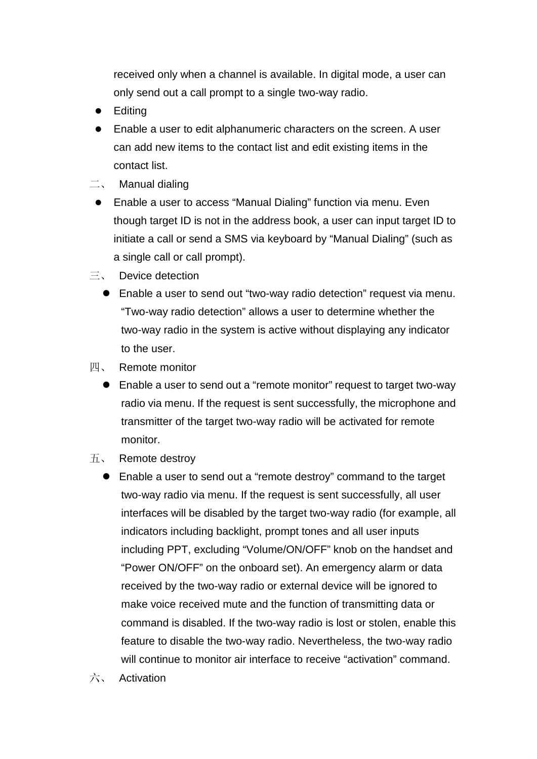received only when a channel is available. In digital mode, a user can only send out a call prompt to a single two-way radio.

- Editing
- Enable a user to edit alphanumeric characters on the screen. A user can add new items to the contact list and edit existing items in the contact list.

二、 Manual dialing

- Enable a user to access “Manual Dialing” function via menu. Even though target ID is not in the address book, a user can input target ID to initiate a call or send a SMS via keyboard by “Manual Dialing” (such as a single call or call prompt).

三、 Device detection

- Enable a user to send out “two-way radio detection” request via menu. “Two-way radio detection” allows a user to determine whether the two-way radio in the system is active without displaying any indicator to the user.

四、 Remote monitor

- Enable a user to send out a “remote monitor” request to target two-way radio via menu. If the request is sent successfully, the microphone and transmitter of the target two-way radio will be activated for remote monitor.

五、 Remote destroy

- Enable a user to send out a “remote destroy” command to the target two-way radio via menu. If the request is sent successfully, all user interfaces will be disabled by the target two-way radio (for example, all indicators including backlight, prompt tones and all user inputs including PPT, excluding “Volume/ON/OFF” knob on the handset and “Power ON/OFF” on the onboard set). An emergency alarm or data received by the two-way radio or external device will be ignored to make voice received mute and the function of transmitting data or command is disabled. If the two-way radio is lost or stolen, enable this feature to disable the two-way radio. Nevertheless, the two-way radio will continue to monitor air interface to receive “activation” command.

六、 Activation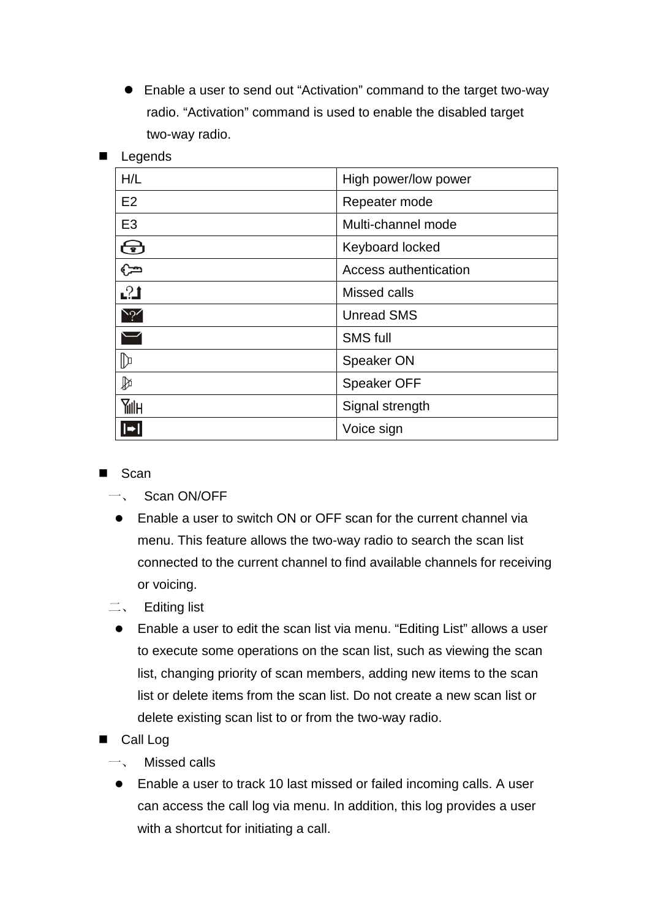- Enable a user to send out "Activation" command to the target two-way radio. "Activation" command is used to enable the disabled target two-way radio.

- Legends

| H/L | High power/low power |
|---|---|
| E2 | Repeater mode |
| E3 | Multi-channel mode |
|  | Keyboard locked |
|  | Access authentication |
|  | Missed calls |
|  | Unread SMS |
|  | SMS full |
|  | Speaker ON |
|  | Speaker OFF |
|  | Signal strength |
|  | Voice sign |

- Scan

一、 Scan ON/OFF

- Enable a user to switch ON or OFF scan for the current channel via menu. This feature allows the two-way radio to search the scan list connected to the current channel to find available channels for receiving or voicing.

二、 Editing list

- Enable a user to edit the scan list via menu. "Editing List" allows a user to execute some operations on the scan list, such as viewing the scan list, changing priority of scan members, adding new items to the scan list or delete items from the scan list. Do not create a new scan list or delete existing scan list to or from the two-way radio.

- Call Log

一、 Missed calls

- Enable a user to track 10 last missed or failed incoming calls. A user can access the call log via menu. In addition, this log provides a user with a shortcut for initiating a call.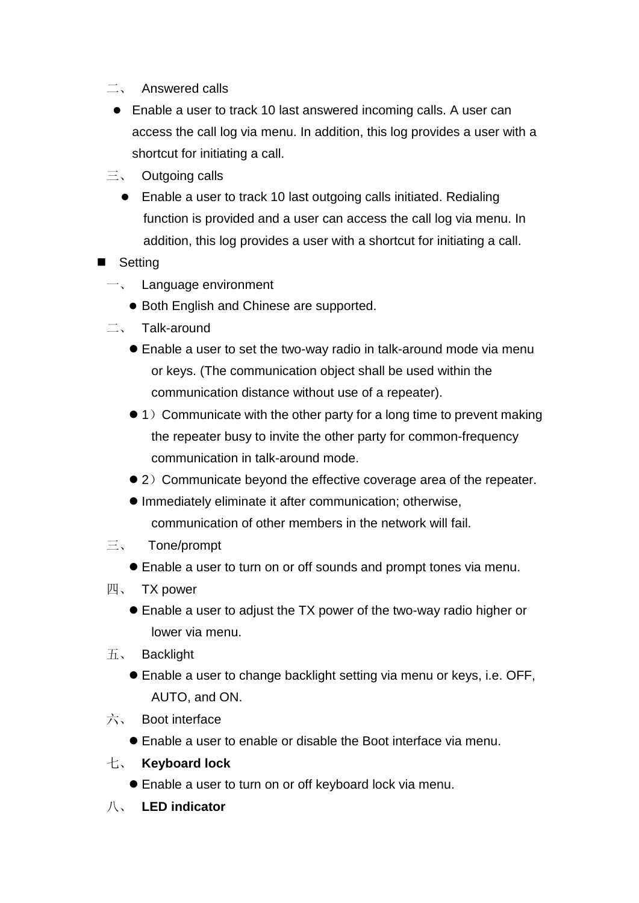二、 Answered calls

- Enable a user to track 10 last answered incoming calls. A user can access the call log via menu. In addition, this log provides a user with a shortcut for initiating a call.

三、 Outgoing calls

- Enable a user to track 10 last outgoing calls initiated. Redialing function is provided and a user can access the call log via menu. In addition, this log provides a user with a shortcut for initiating a call.

■ Setting

一、 Language environment

- Both English and Chinese are supported.

二、 Talk-around

- Enable a user to set the two-way radio in talk-around mode via menu or keys. (The communication object shall be used within the communication distance without use of a repeater).
- 1）Communicate with the other party for a long time to prevent making the repeater busy to invite the other party for common-frequency communication in talk-around mode.
- 2）Communicate beyond the effective coverage area of the repeater.
- Immediately eliminate it after communication; otherwise, communication of other members in the network will fail.

三、 Tone/prompt

- Enable a user to turn on or off sounds and prompt tones via menu.

四、 TX power

- Enable a user to adjust the TX power of the two-way radio higher or lower via menu.

五、 Backlight

- Enable a user to change backlight setting via menu or keys, i.e. OFF, AUTO, and ON.

六、 Boot interface

- Enable a user to enable or disable the Boot interface via menu.

七、 **Keyboard lock**

- Enable a user to turn on or off keyboard lock via menu.

八、 **LED indicator**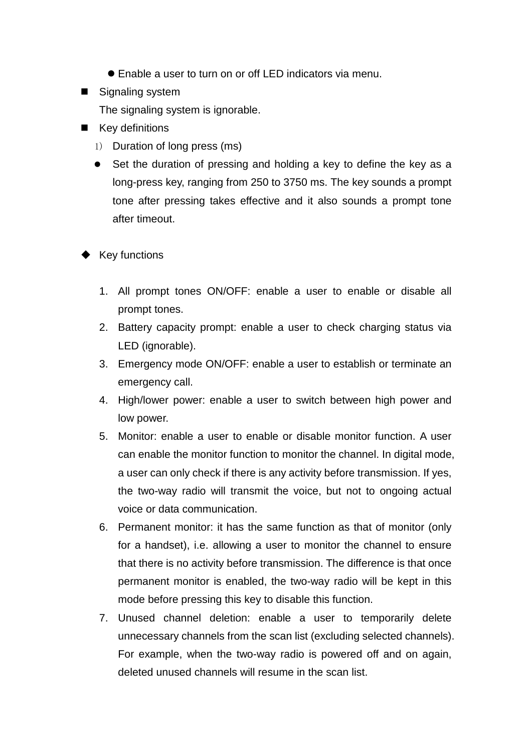- Enable a user to turn on or off LED indicators via menu.

- Signaling system

  The signaling system is ignorable.

- Key definitions

  1) Duration of long press (ms)

  - Set the duration of pressing and holding a key to define the key as a long-press key, ranging from 250 to 3750 ms. The key sounds a prompt tone after pressing takes effective and it also sounds a prompt tone after timeout.

- Key functions

  1. All prompt tones ON/OFF: enable a user to enable or disable all prompt tones.
  2. Battery capacity prompt: enable a user to check charging status via LED (ignorable).
  3. Emergency mode ON/OFF: enable a user to establish or terminate an emergency call.
  4. High/lower power: enable a user to switch between high power and low power.
  5. Monitor: enable a user to enable or disable monitor function. A user can enable the monitor function to monitor the channel. In digital mode, a user can only check if there is any activity before transmission. If yes, the two-way radio will transmit the voice, but not to ongoing actual voice or data communication.
  6. Permanent monitor: it has the same function as that of monitor (only for a handset), i.e. allowing a user to monitor the channel to ensure that there is no activity before transmission. The difference is that once permanent monitor is enabled, the two-way radio will be kept in this mode before pressing this key to disable this function.
  7. Unused channel deletion: enable a user to temporarily delete unnecessary channels from the scan list (excluding selected channels). For example, when the two-way radio is powered off and on again, deleted unused channels will resume in the scan list.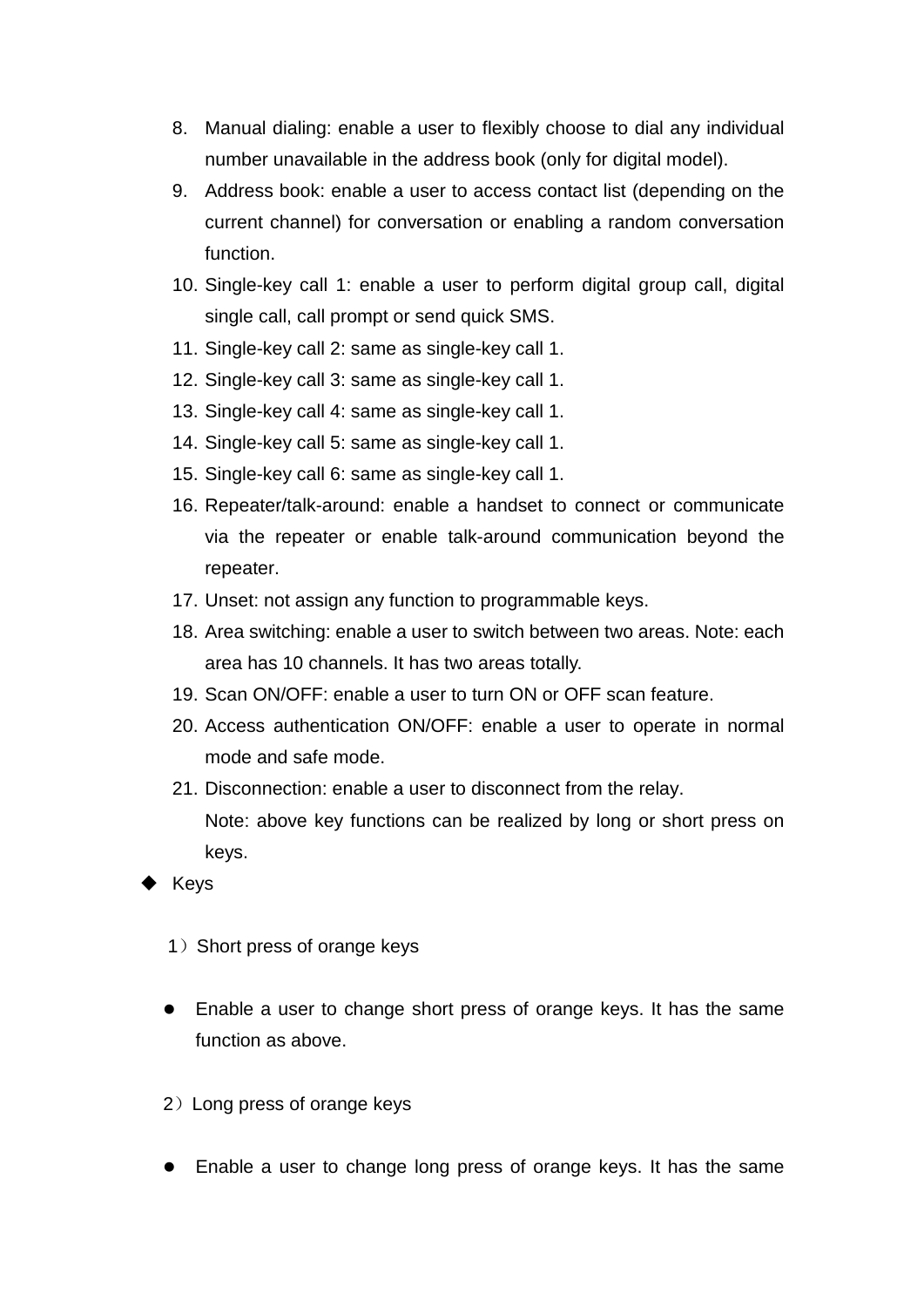8. Manual dialing: enable a user to flexibly choose to dial any individual number unavailable in the address book (only for digital model).
9. Address book: enable a user to access contact list (depending on the current channel) for conversation or enabling a random conversation function.
10. Single-key call 1: enable a user to perform digital group call, digital single call, call prompt or send quick SMS.
11. Single-key call 2: same as single-key call 1.
12. Single-key call 3: same as single-key call 1.
13. Single-key call 4: same as single-key call 1.
14. Single-key call 5: same as single-key call 1.
15. Single-key call 6: same as single-key call 1.
16. Repeater/talk-around: enable a handset to connect or communicate via the repeater or enable talk-around communication beyond the repeater.
17. Unset: not assign any function to programmable keys.
18. Area switching: enable a user to switch between two areas. Note: each area has 10 channels. It has two areas totally.
19. Scan ON/OFF: enable a user to turn ON or OFF scan feature.
20. Access authentication ON/OFF: enable a user to operate in normal mode and safe mode.
21. Disconnection: enable a user to disconnect from the relay.

   Note: above key functions can be realized by long or short press on keys.

- Keys

1）Short press of orange keys

- Enable a user to change short press of orange keys. It has the same function as above.

2）Long press of orange keys

- Enable a user to change long press of orange keys. It has the same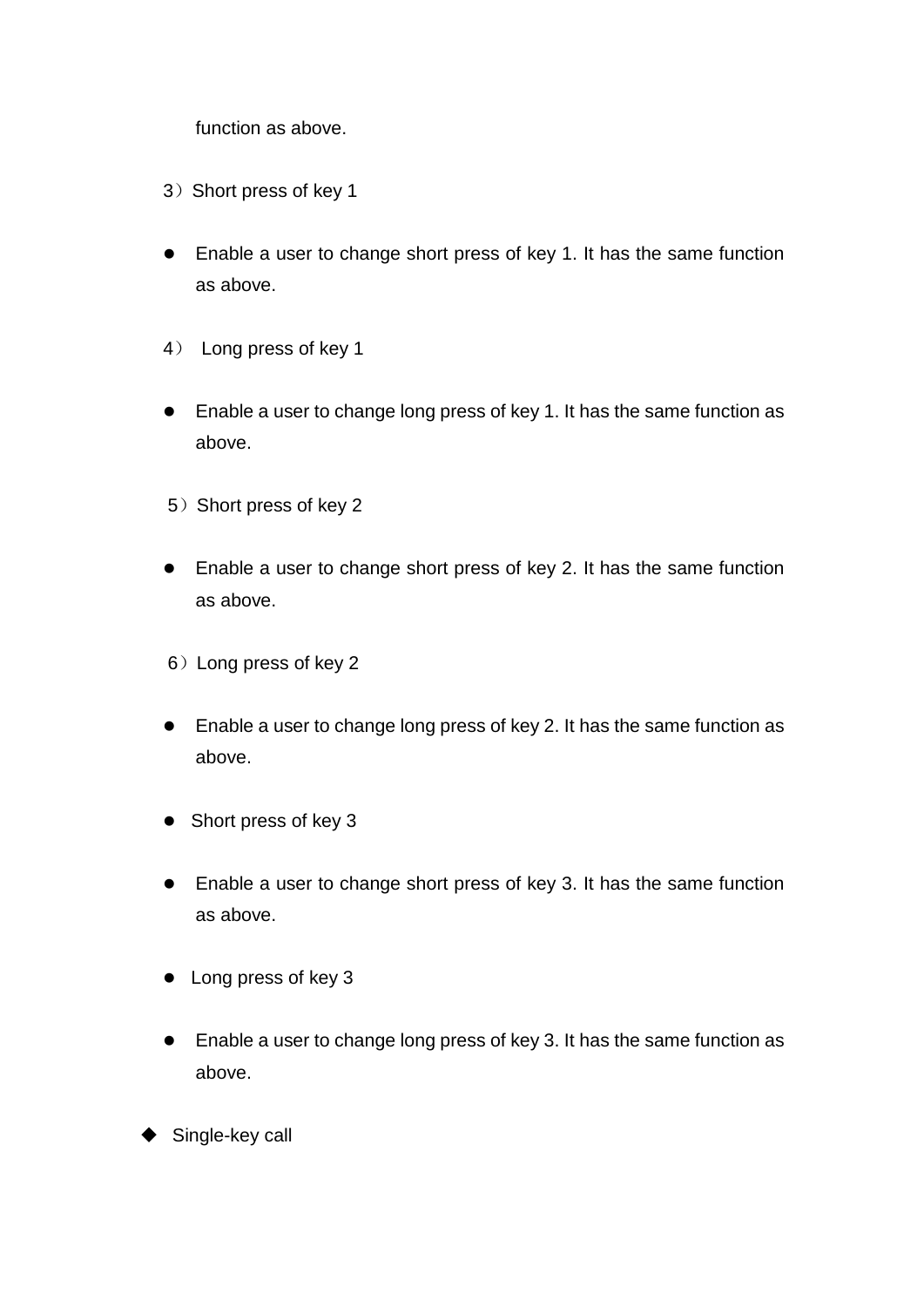function as above.

3）Short press of key 1

- Enable a user to change short press of key 1. It has the same function as above.

4） Long press of key 1

- Enable a user to change long press of key 1. It has the same function as above.

5）Short press of key 2

- Enable a user to change short press of key 2. It has the same function as above.

6）Long press of key 2

- Enable a user to change long press of key 2. It has the same function as above.

- Short press of key 3

- Enable a user to change short press of key 3. It has the same function as above.

- Long press of key 3

- Enable a user to change long press of key 3. It has the same function as above.

◆ Single-key call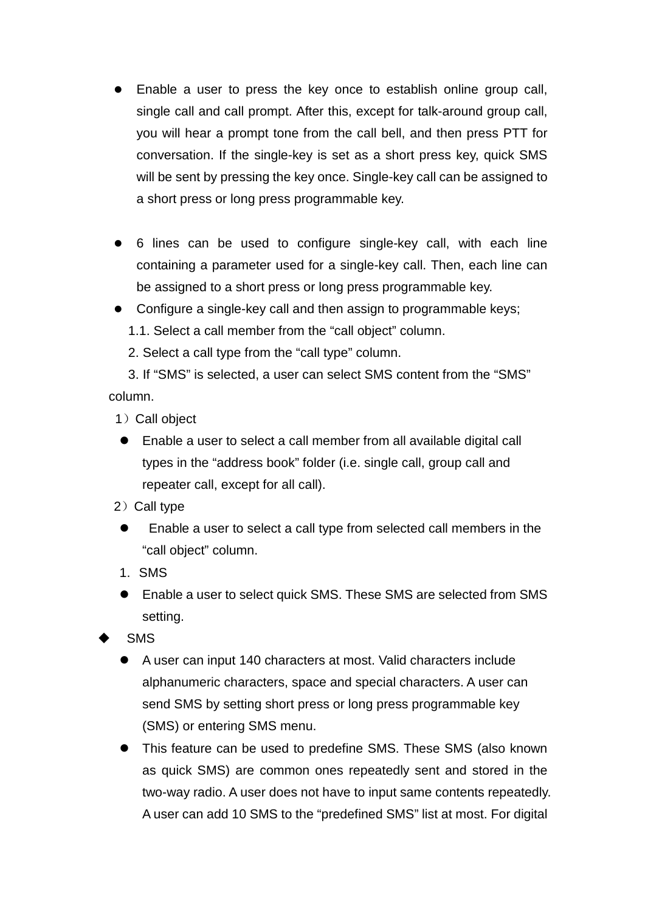- Enable a user to press the key once to establish online group call, single call and call prompt. After this, except for talk-around group call, you will hear a prompt tone from the call bell, and then press PTT for conversation. If the single-key is set as a short press key, quick SMS will be sent by pressing the key once. Single-key call can be assigned to a short press or long press programmable key.

- 6 lines can be used to configure single-key call, with each line containing a parameter used for a single-key call. Then, each line can be assigned to a short press or long press programmable key.
- Configure a single-key call and then assign to programmable keys;

1.1. Select a call member from the “call object” column.

2. Select a call type from the “call type” column.

3. If “SMS” is selected, a user can select SMS content from the “SMS” column.

1）Call object

- Enable a user to select a call member from all available digital call types in the “address book” folder (i.e. single call, group call and repeater call, except for all call).

2）Call type

- Enable a user to select a call type from selected call members in the “call object” column.

1. SMS

- Enable a user to select quick SMS. These SMS are selected from SMS setting.

◆ SMS

- A user can input 140 characters at most. Valid characters include alphanumeric characters, space and special characters. A user can send SMS by setting short press or long press programmable key (SMS) or entering SMS menu.
- This feature can be used to predefine SMS. These SMS (also known as quick SMS) are common ones repeatedly sent and stored in the two-way radio. A user does not have to input same contents repeatedly. A user can add 10 SMS to the “predefined SMS” list at most. For digital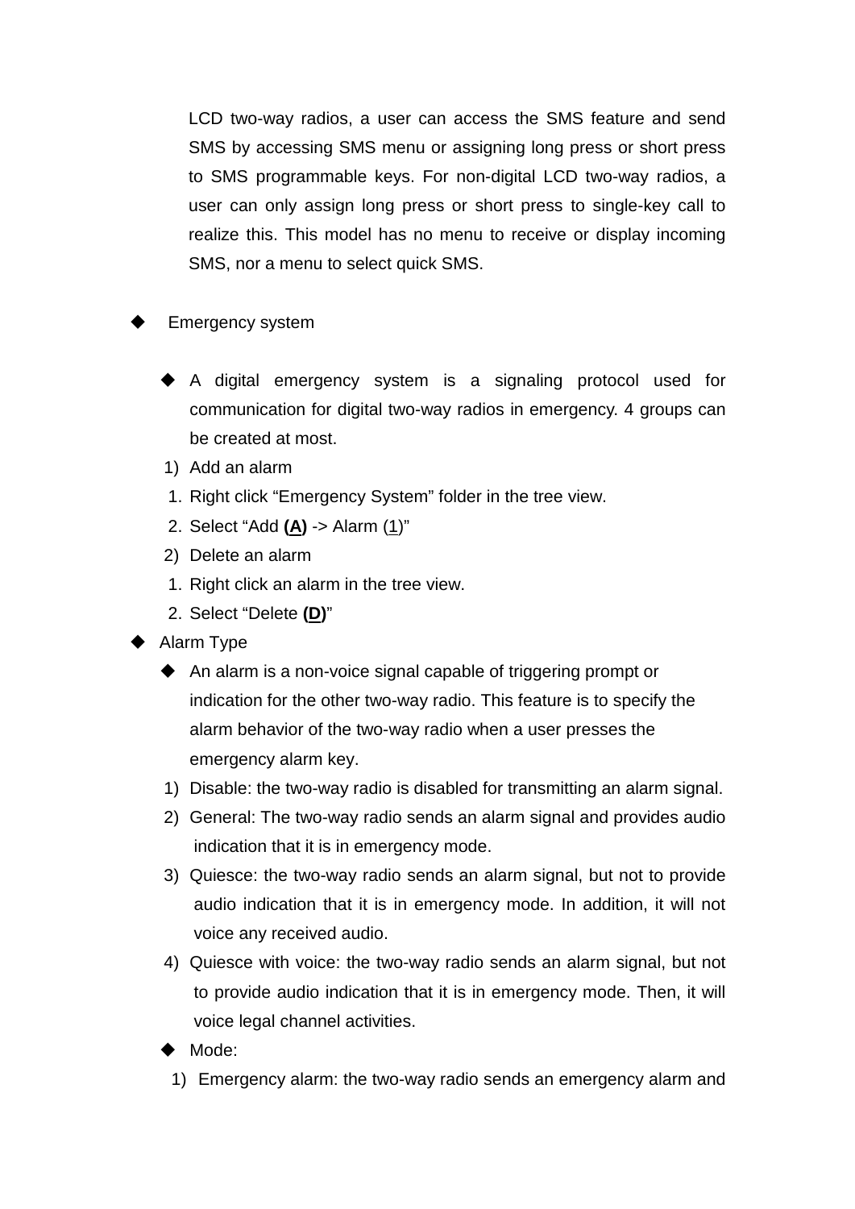LCD two-way radios, a user can access the SMS feature and send SMS by accessing SMS menu or assigning long press or short press to SMS programmable keys. For non-digital LCD two-way radios, a user can only assign long press or short press to single-key call to realize this. This model has no menu to receive or display incoming SMS, nor a menu to select quick SMS.

- Emergency system

  - A digital emergency system is a signaling protocol used for communication for digital two-way radios in emergency. 4 groups can be created at most.

  1) Add an alarm
     1. Right click “Emergency System” folder in the tree view.
     2. Select “Add **(<u>A</u>)** -> Alarm (<u>1</u>)”
  2) Delete an alarm
     1. Right click an alarm in the tree view.
     2. Select “Delete **(<u>D</u>)**”

- Alarm Type
  - An alarm is a non-voice signal capable of triggering prompt or indication for the other two-way radio. This feature is to specify the alarm behavior of the two-way radio when a user presses the emergency alarm key.

  1) Disable: the two-way radio is disabled for transmitting an alarm signal.
  2) General: The two-way radio sends an alarm signal and provides audio indication that it is in emergency mode.
  3) Quiesce: the two-way radio sends an alarm signal, but not to provide audio indication that it is in emergency mode. In addition, it will not voice any received audio.
  4) Quiesce with voice: the two-way radio sends an alarm signal, but not to provide audio indication that it is in emergency mode. Then, it will voice legal channel activities.

  - Mode:

  1) Emergency alarm: the two-way radio sends an emergency alarm and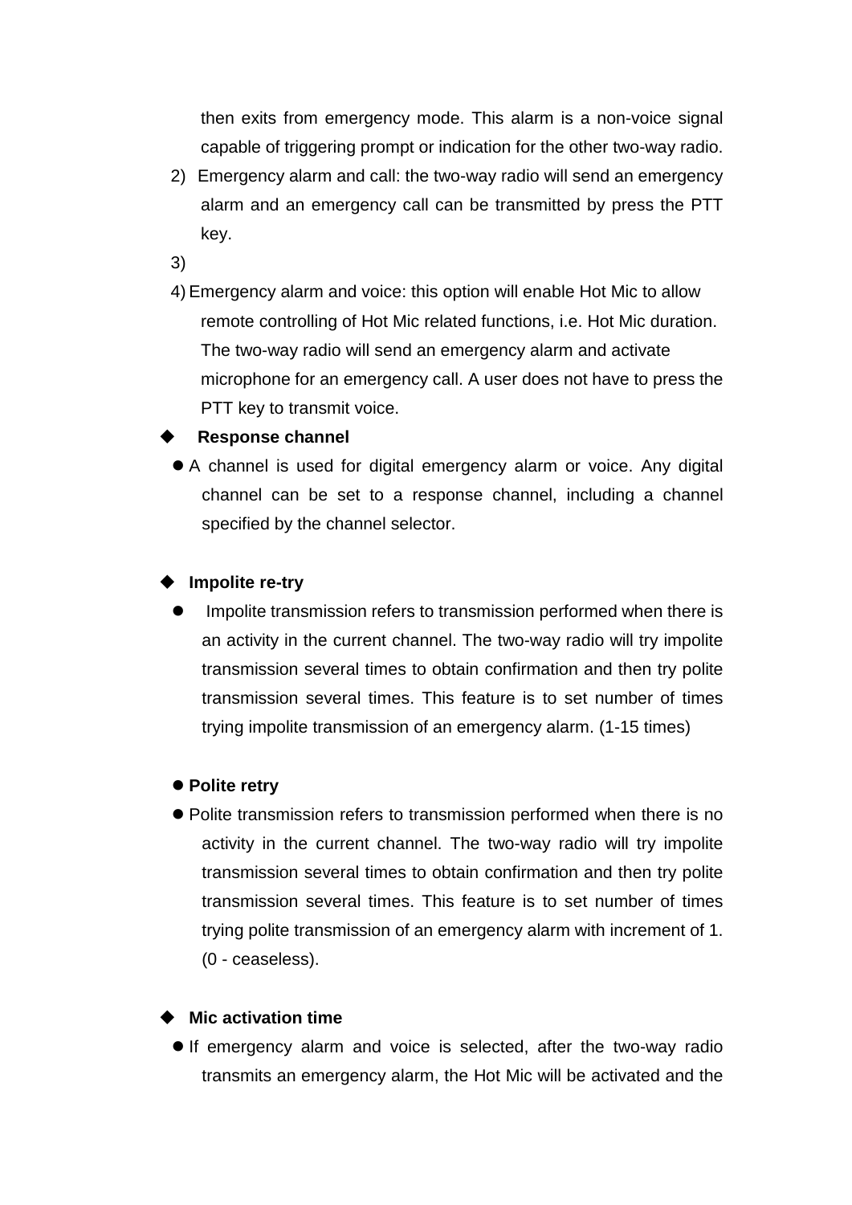then exits from emergency mode. This alarm is a non-voice signal capable of triggering prompt or indication for the other two-way radio.

2) Emergency alarm and call: the two-way radio will send an emergency alarm and an emergency call can be transmitted by press the PTT key.

3)

4) Emergency alarm and voice: this option will enable Hot Mic to allow remote controlling of Hot Mic related functions, i.e. Hot Mic duration. The two-way radio will send an emergency alarm and activate microphone for an emergency call. A user does not have to press the PTT key to transmit voice.

◆ **Response channel**

- A channel is used for digital emergency alarm or voice. Any digital channel can be set to a response channel, including a channel specified by the channel selector.

◆ **Impolite re-try**

- Impolite transmission refers to transmission performed when there is an activity in the current channel. The two-way radio will try impolite transmission several times to obtain confirmation and then try polite transmission several times. This feature is to set number of times trying impolite transmission of an emergency alarm. (1-15 times)

- **Polite retry**
- Polite transmission refers to transmission performed when there is no activity in the current channel. The two-way radio will try impolite transmission several times to obtain confirmation and then try polite transmission several times. This feature is to set number of times trying polite transmission of an emergency alarm with increment of 1. (0 - ceaseless).

◆ **Mic activation time**

- If emergency alarm and voice is selected, after the two-way radio transmits an emergency alarm, the Hot Mic will be activated and the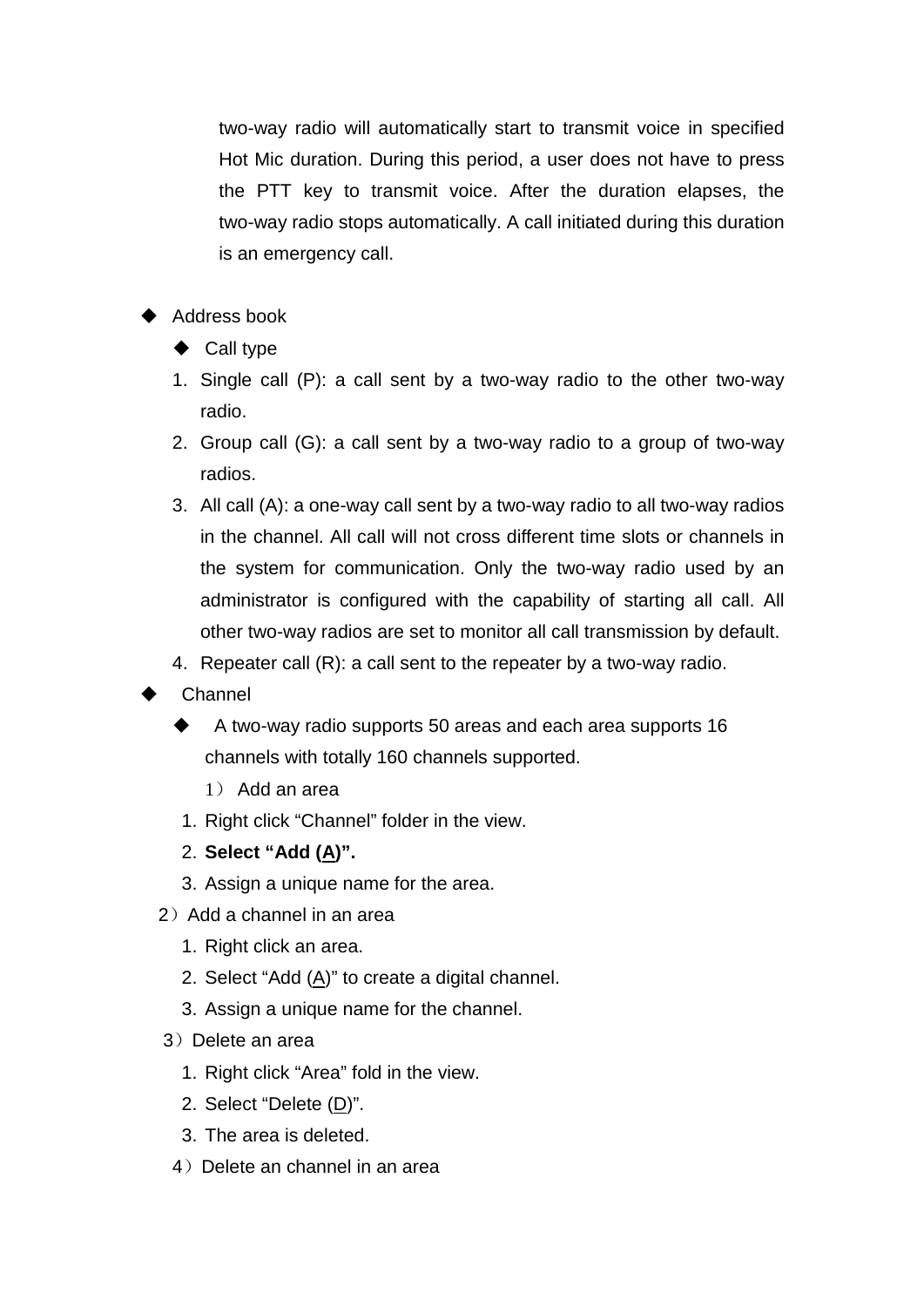two-way radio will automatically start to transmit voice in specified Hot Mic duration. During this period, a user does not have to press the PTT key to transmit voice. After the duration elapses, the two-way radio stops automatically. A call initiated during this duration is an emergency call.

- Address book
  - Call type

1. Single call (P): a call sent by a two-way radio to the other two-way radio.
2. Group call (G): a call sent by a two-way radio to a group of two-way radios.
3. All call (A): a one-way call sent by a two-way radio to all two-way radios in the channel. All call will not cross different time slots or channels in the system for communication. Only the two-way radio used by an administrator is configured with the capability of starting all call. All other two-way radios are set to monitor all call transmission by default.
4. Repeater call (R): a call sent to the repeater by a two-way radio.

- Channel
  - A two-way radio supports 50 areas and each area supports 16 channels with totally 160 channels supported.

1） Add an area

1. Right click “Channel” folder in the view.
2. **Select “Add (A)”.**
3. Assign a unique name for the area.

2）Add a channel in an area

1. Right click an area.
2. Select “Add (A)” to create a digital channel.
3. Assign a unique name for the channel.

3）Delete an area

1. Right click “Area” fold in the view.
2. Select “Delete (D)”.
3. The area is deleted.

4）Delete an channel in an area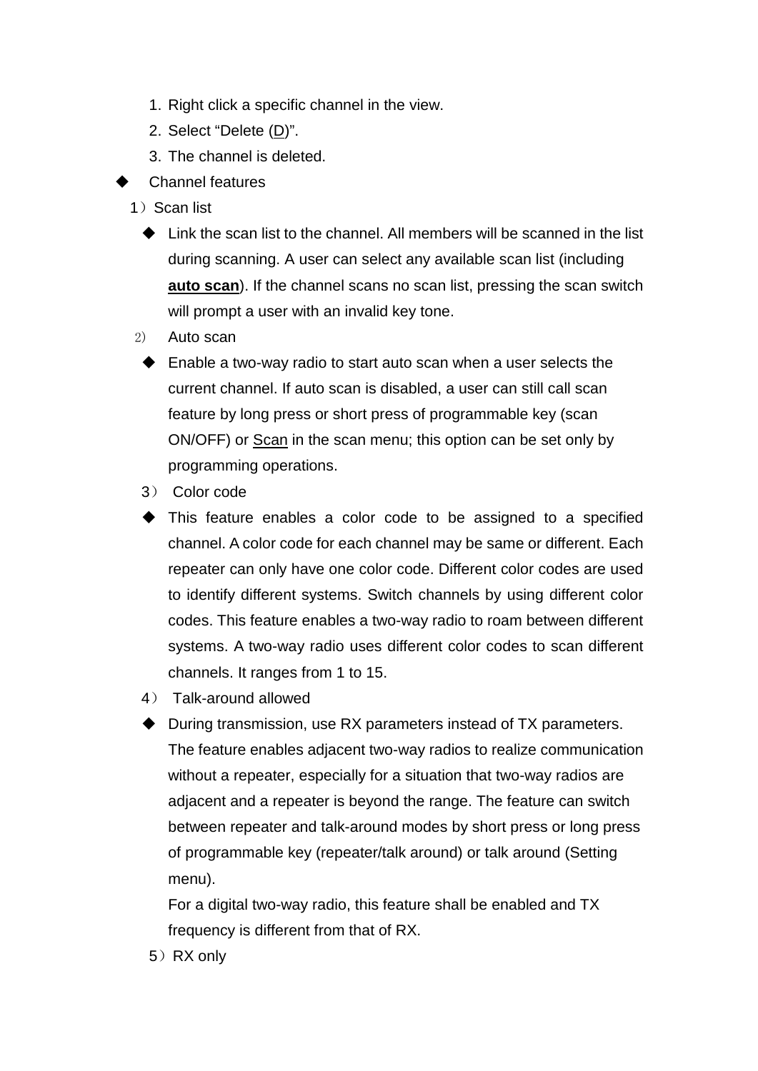1. Right click a specific channel in the view.
2. Select “Delete (D)”.
3. The channel is deleted.

- Channel features

1）Scan list

- Link the scan list to the channel. All members will be scanned in the list during scanning. A user can select any available scan list (including **auto scan**). If the channel scans no scan list, pressing the scan switch will prompt a user with an invalid key tone.

2） Auto scan

- Enable a two-way radio to start auto scan when a user selects the current channel. If auto scan is disabled, a user can still call scan feature by long press or short press of programmable key (scan ON/OFF) or Scan in the scan menu; this option can be set only by programming operations.

3） Color code

- This feature enables a color code to be assigned to a specified channel. A color code for each channel may be same or different. Each repeater can only have one color code. Different color codes are used to identify different systems. Switch channels by using different color codes. This feature enables a two-way radio to roam between different systems. A two-way radio uses different color codes to scan different channels. It ranges from 1 to 15.

4） Talk-around allowed

- During transmission, use RX parameters instead of TX parameters. The feature enables adjacent two-way radios to realize communication without a repeater, especially for a situation that two-way radios are adjacent and a repeater is beyond the range. The feature can switch between repeater and talk-around modes by short press or long press of programmable key (repeater/talk around) or talk around (Setting menu).

  For a digital two-way radio, this feature shall be enabled and TX frequency is different from that of RX.

5）RX only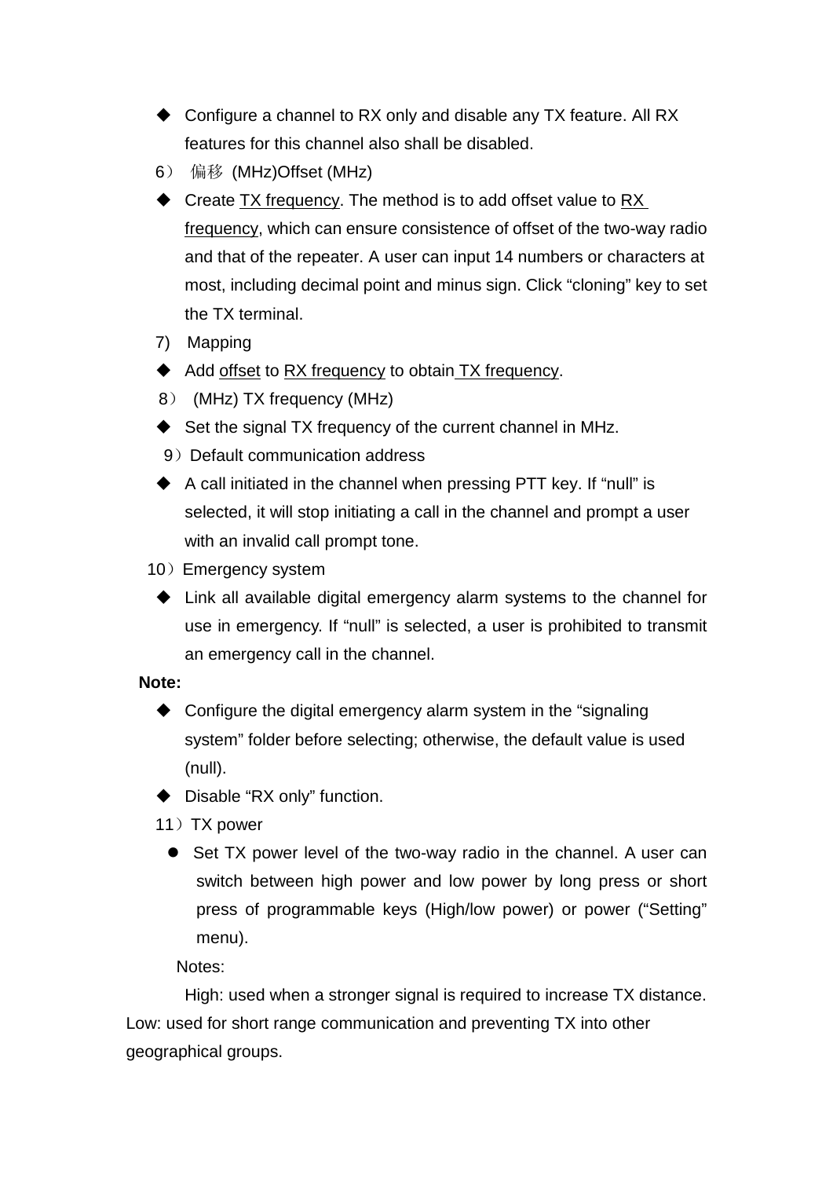- Configure a channel to RX only and disable any TX feature. All RX features for this channel also shall be disabled.

6） 偏移 (MHz)Offset (MHz)

- Create <u>TX frequency</u>. The method is to add offset value to <u>RX frequency</u>, which can ensure consistence of offset of the two-way radio and that of the repeater. A user can input 14 numbers or characters at most, including decimal point and minus sign. Click “cloning” key to set the TX terminal.

7) Mapping

- Add <u>offset</u> to <u>RX frequency</u> to obtain <u>TX frequency</u>.

8） (MHz) TX frequency (MHz)

- Set the signal TX frequency of the current channel in MHz.

9）Default communication address

- A call initiated in the channel when pressing PTT key. If “null” is selected, it will stop initiating a call in the channel and prompt a user with an invalid call prompt tone.

10）Emergency system

- Link all available digital emergency alarm systems to the channel for use in emergency. If “null” is selected, a user is prohibited to transmit an emergency call in the channel.

**Note:**

- Configure the digital emergency alarm system in the “signaling system” folder before selecting; otherwise, the default value is used (null).
- Disable “RX only” function.

11）TX power

- Set TX power level of the two-way radio in the channel. A user can switch between high power and low power by long press or short press of programmable keys (High/low power) or power (“Setting” menu).

Notes:

High: used when a stronger signal is required to increase TX distance. Low: used for short range communication and preventing TX into other geographical groups.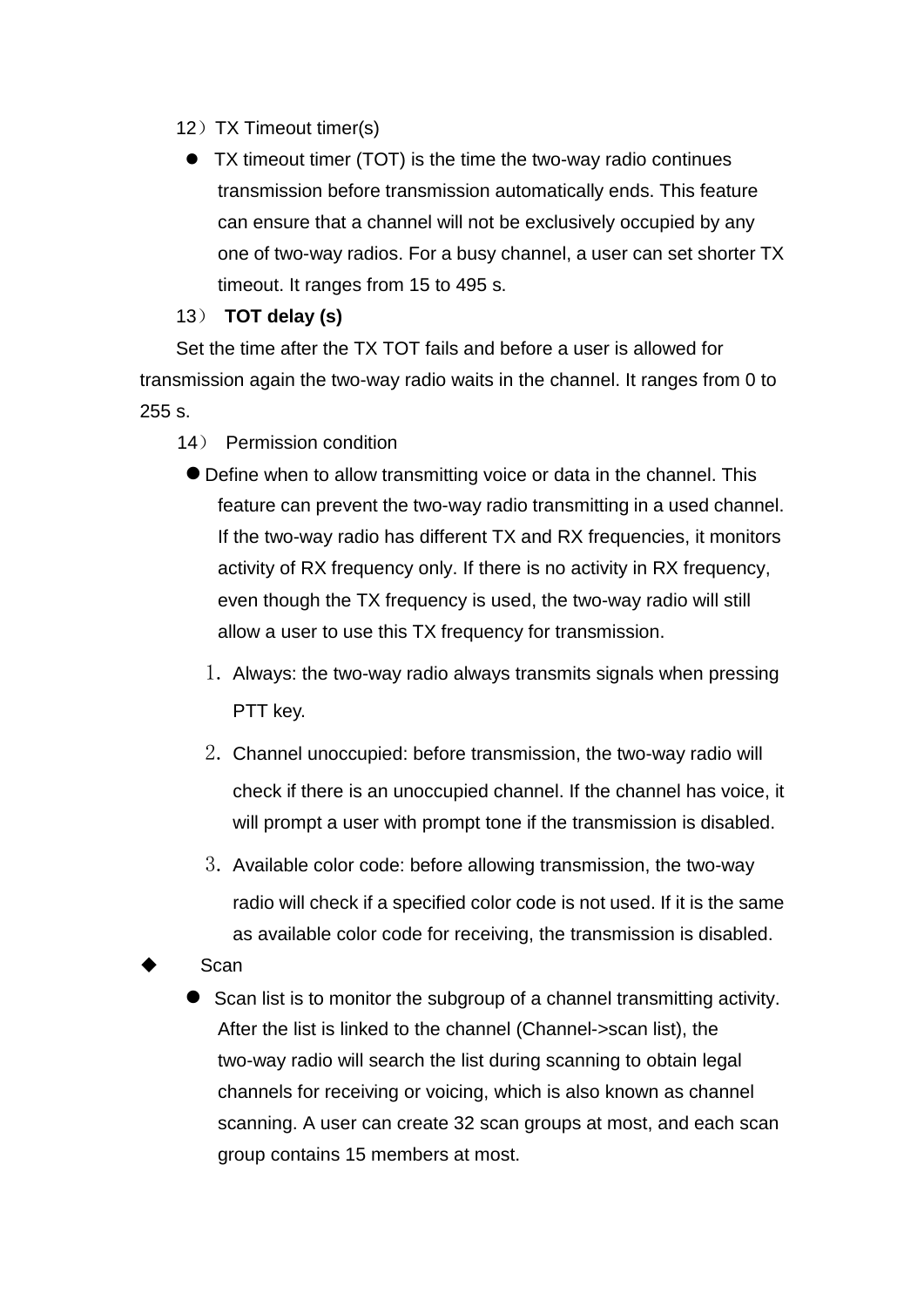12）TX Timeout timer(s)

- TX timeout timer (TOT) is the time the two-way radio continues transmission before transmission automatically ends. This feature can ensure that a channel will not be exclusively occupied by any one of two-way radios. For a busy channel, a user can set shorter TX timeout. It ranges from 15 to 495 s.

13） **TOT delay (s)**

Set the time after the TX TOT fails and before a user is allowed for transmission again the two-way radio waits in the channel. It ranges from 0 to 255 s.

14） Permission condition

- Define when to allow transmitting voice or data in the channel. This feature can prevent the two-way radio transmitting in a used channel. If the two-way radio has different TX and RX frequencies, it monitors activity of RX frequency only. If there is no activity in RX frequency, even though the TX frequency is used, the two-way radio will still allow a user to use this TX frequency for transmission.

  1. Always: the two-way radio always transmits signals when pressing PTT key.
  2. Channel unoccupied: before transmission, the two-way radio will check if there is an unoccupied channel. If the channel has voice, it will prompt a user with prompt tone if the transmission is disabled.
  3. Available color code: before allowing transmission, the two-way radio will check if a specified color code is not used. If it is the same as available color code for receiving, the transmission is disabled.

◆ Scan

- Scan list is to monitor the subgroup of a channel transmitting activity. After the list is linked to the channel (Channel->scan list), the two-way radio will search the list during scanning to obtain legal channels for receiving or voicing, which is also known as channel scanning. A user can create 32 scan groups at most, and each scan group contains 15 members at most.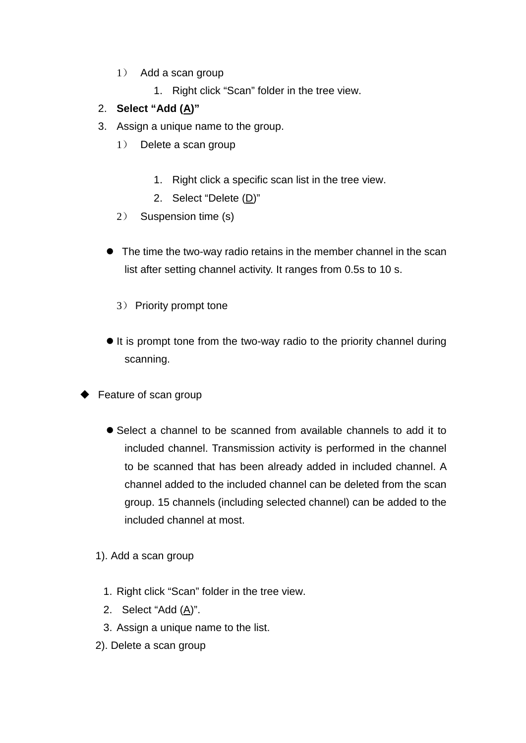1） Add a scan group

1. Right click “Scan” folder in the tree view.
2. **Select “Add (A)”**
3. Assign a unique name to the group.

1） Delete a scan group

1. Right click a specific scan list in the tree view.
2. Select “Delete (D)”

2） Suspension time (s)

- The time the two-way radio retains in the member channel in the scan list after setting channel activity. It ranges from 0.5s to 10 s.

3） Priority prompt tone

- It is prompt tone from the two-way radio to the priority channel during scanning.

◆ Feature of scan group

- Select a channel to be scanned from available channels to add it to included channel. Transmission activity is performed in the channel to be scanned that has been already added in included channel. A channel added to the included channel can be deleted from the scan group. 15 channels (including selected channel) can be added to the included channel at most.

1). Add a scan group

1. Right click “Scan” folder in the tree view.
2. Select “Add (A)”.
3. Assign a unique name to the list.

2). Delete a scan group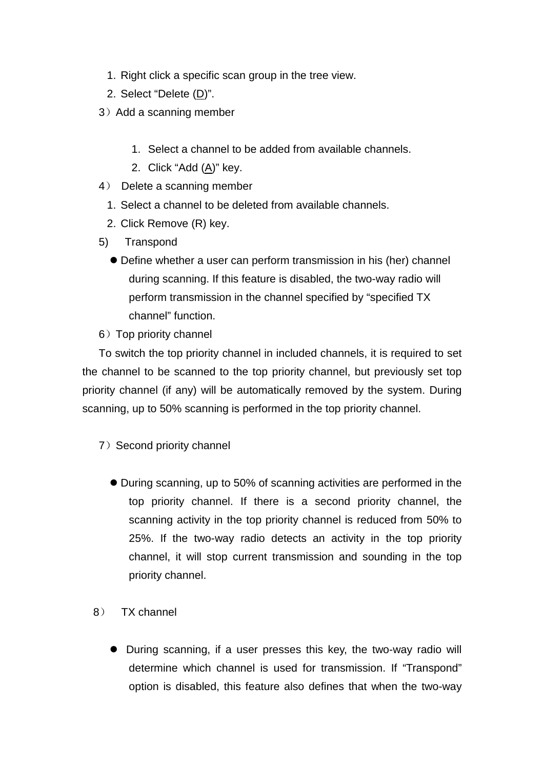1. Right click a specific scan group in the tree view.
2. Select "Delete (D)".

3）Add a scanning member

1. Select a channel to be added from available channels.
2. Click "Add (A)" key.

4） Delete a scanning member

1. Select a channel to be deleted from available channels.
2. Click Remove (R) key.

5) Transpond

- Define whether a user can perform transmission in his (her) channel during scanning. If this feature is disabled, the two-way radio will perform transmission in the channel specified by "specified TX channel" function.

6）Top priority channel

To switch the top priority channel in included channels, it is required to set the channel to be scanned to the top priority channel, but previously set top priority channel (if any) will be automatically removed by the system. During scanning, up to 50% scanning is performed in the top priority channel.

7）Second priority channel

- During scanning, up to 50% of scanning activities are performed in the top priority channel. If there is a second priority channel, the scanning activity in the top priority channel is reduced from 50% to 25%. If the two-way radio detects an activity in the top priority channel, it will stop current transmission and sounding in the top priority channel.

8） TX channel

- During scanning, if a user presses this key, the two-way radio will determine which channel is used for transmission. If "Transpond" option is disabled, this feature also defines that when the two-way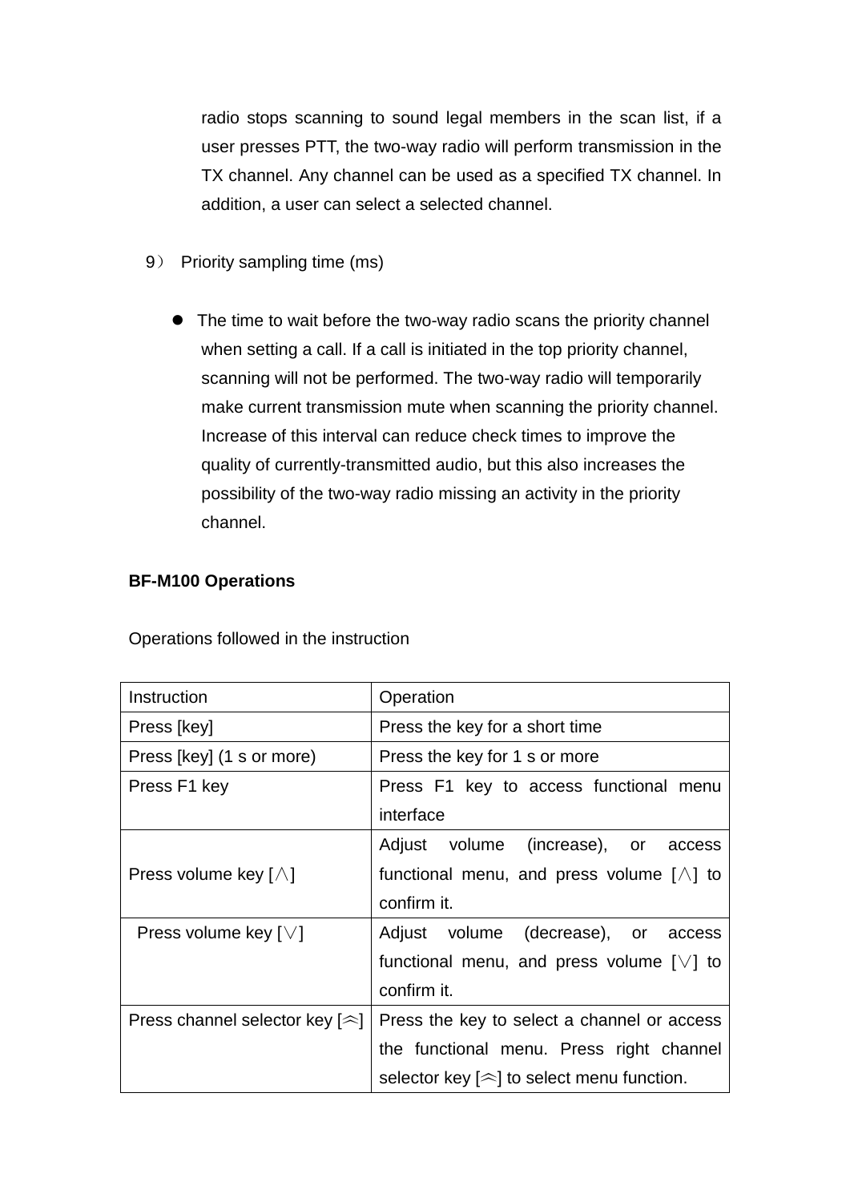radio stops scanning to sound legal members in the scan list, if a user presses PTT, the two-way radio will perform transmission in the TX channel. Any channel can be used as a specified TX channel. In addition, a user can select a selected channel.

9） Priority sampling time (ms)

- The time to wait before the two-way radio scans the priority channel when setting a call. If a call is initiated in the top priority channel, scanning will not be performed. The two-way radio will temporarily make current transmission mute when scanning the priority channel. Increase of this interval can reduce check times to improve the quality of currently-transmitted audio, but this also increases the possibility of the two-way radio missing an activity in the priority channel.

**BF-M100 Operations**

Operations followed in the instruction

| Instruction | Operation |
| --- | --- |
| Press [key] | Press the key for a short time |
| Press [key] (1 s or more) | Press the key for 1 s or more |
| Press F1 key | Press F1 key to access functional menu interface |
| Press volume key [∧] | Adjust volume (increase), or access functional menu, and press volume [∧] to confirm it. |
| Press volume key [∨] | Adjust volume (decrease), or access functional menu, and press volume [∨] to confirm it. |
| Press channel selector key [︽] | Press the key to select a channel or access the functional menu. Press right channel selector key [︽] to select menu function. |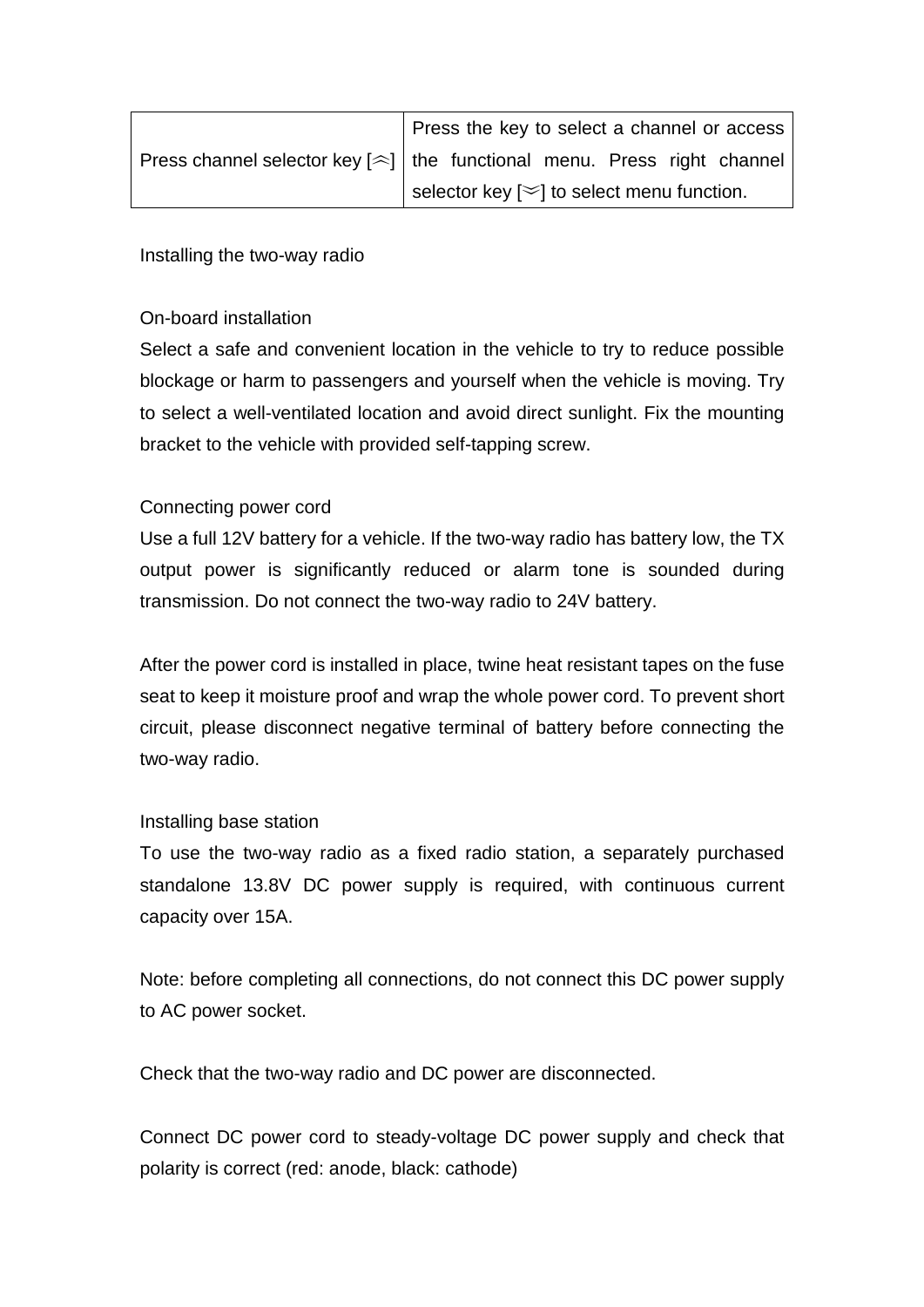| Press channel selector key [︽] | Press the key to select a channel or access the functional menu. Press right channel selector key [︾] to select menu function. |
|---|---|

## Installing the two-way radio

### On-board installation

Select a safe and convenient location in the vehicle to try to reduce possible blockage or harm to passengers and yourself when the vehicle is moving. Try to select a well-ventilated location and avoid direct sunlight. Fix the mounting bracket to the vehicle with provided self-tapping screw.

### Connecting power cord

Use a full 12V battery for a vehicle. If the two-way radio has battery low, the TX output power is significantly reduced or alarm tone is sounded during transmission. Do not connect the two-way radio to 24V battery.

After the power cord is installed in place, twine heat resistant tapes on the fuse seat to keep it moisture proof and wrap the whole power cord. To prevent short circuit, please disconnect negative terminal of battery before connecting the two-way radio.

### Installing base station

To use the two-way radio as a fixed radio station, a separately purchased standalone 13.8V DC power supply is required, with continuous current capacity over 15A.

Note: before completing all connections, do not connect this DC power supply to AC power socket.

Check that the two-way radio and DC power are disconnected.

Connect DC power cord to steady-voltage DC power supply and check that polarity is correct (red: anode, black: cathode)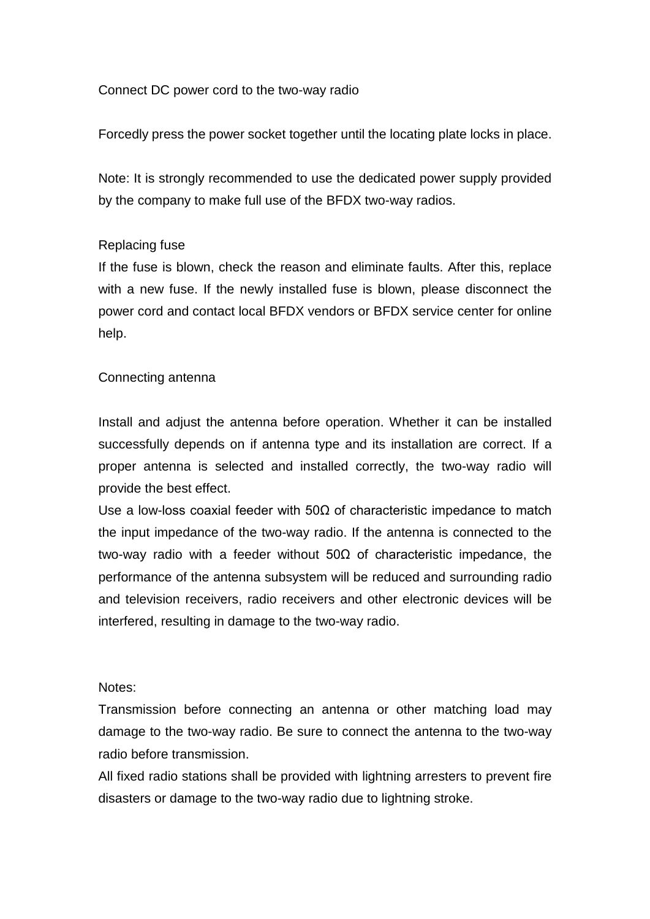Connect DC power cord to the two-way radio

Forcedly press the power socket together until the locating plate locks in place.

Note: It is strongly recommended to use the dedicated power supply provided by the company to make full use of the BFDX two-way radios.

Replacing fuse

If the fuse is blown, check the reason and eliminate faults. After this, replace with a new fuse. If the newly installed fuse is blown, please disconnect the power cord and contact local BFDX vendors or BFDX service center for online help.

Connecting antenna

Install and adjust the antenna before operation. Whether it can be installed successfully depends on if antenna type and its installation are correct. If a proper antenna is selected and installed correctly, the two-way radio will provide the best effect.

Use a low-loss coaxial feeder with 50Ω of characteristic impedance to match the input impedance of the two-way radio. If the antenna is connected to the two-way radio with a feeder without 50Ω of characteristic impedance, the performance of the antenna subsystem will be reduced and surrounding radio and television receivers, radio receivers and other electronic devices will be interfered, resulting in damage to the two-way radio.

Notes:

Transmission before connecting an antenna or other matching load may damage to the two-way radio. Be sure to connect the antenna to the two-way radio before transmission.

All fixed radio stations shall be provided with lightning arresters to prevent fire disasters or damage to the two-way radio due to lightning stroke.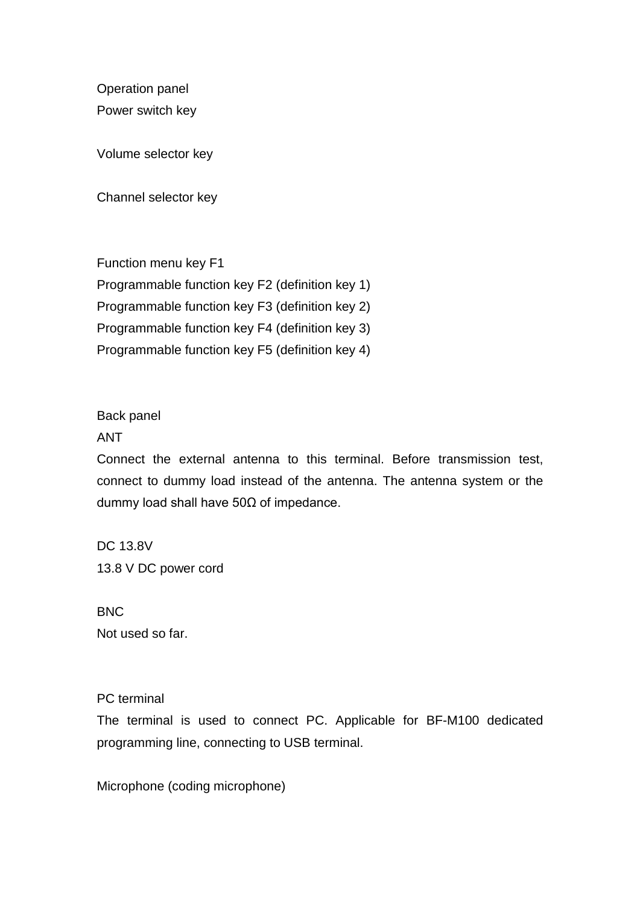Operation panel

Power switch key

Volume selector key

Channel selector key

Function menu key F1

Programmable function key F2 (definition key 1)

Programmable function key F3 (definition key 2)

Programmable function key F4 (definition key 3)

Programmable function key F5 (definition key 4)

Back panel

ANT

Connect the external antenna to this terminal. Before transmission test, connect to dummy load instead of the antenna. The antenna system or the dummy load shall have 50Ω of impedance.

DC 13.8V

13.8 V DC power cord

BNC

Not used so far.

PC terminal

The terminal is used to connect PC. Applicable for BF-M100 dedicated programming line, connecting to USB terminal.

Microphone (coding microphone)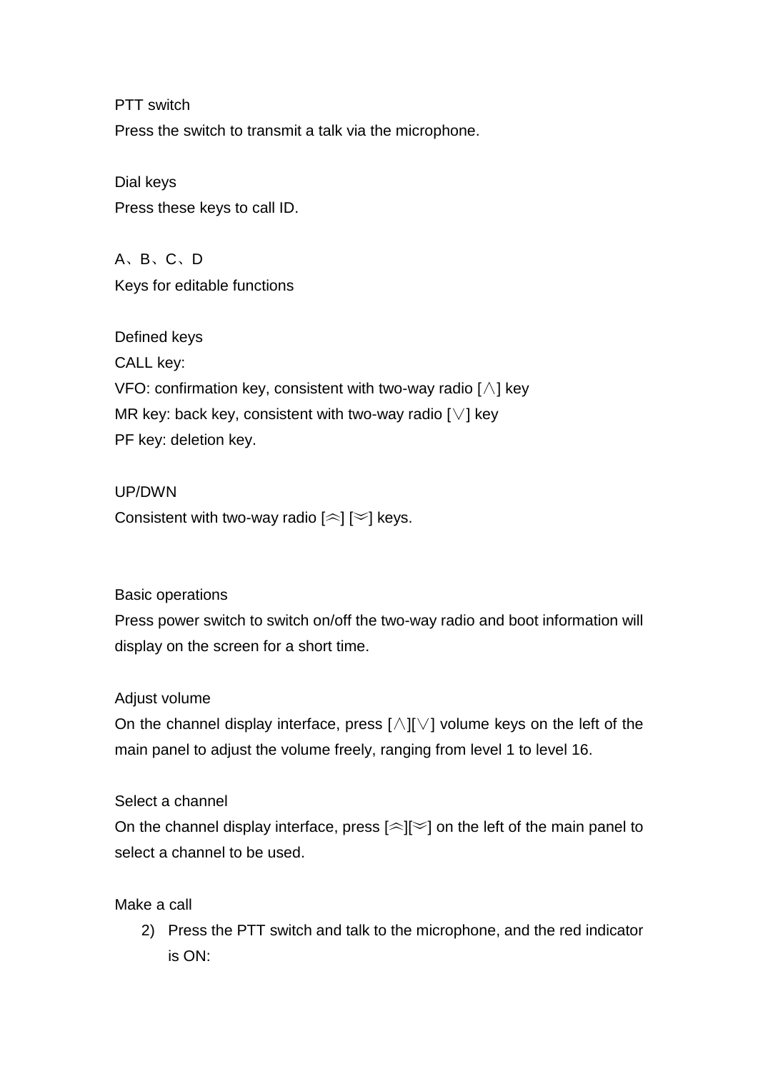PTT switch

Press the switch to transmit a talk via the microphone.

Dial keys

Press these keys to call ID.

A、B、C、D

Keys for editable functions

Defined keys

CALL key:

VFO: confirmation key, consistent with two-way radio [∧] key

MR key: back key, consistent with two-way radio [∨] key

PF key: deletion key.

UP/DWN

Consistent with two-way radio [︽] [︾] keys.

Basic operations

Press power switch to switch on/off the two-way radio and boot information will display on the screen for a short time.

Adjust volume

On the channel display interface, press [∧][∨] volume keys on the left of the main panel to adjust the volume freely, ranging from level 1 to level 16.

Select a channel

On the channel display interface, press [︽][︾] on the left of the main panel to select a channel to be used.

Make a call

2) Press the PTT switch and talk to the microphone, and the red indicator is ON: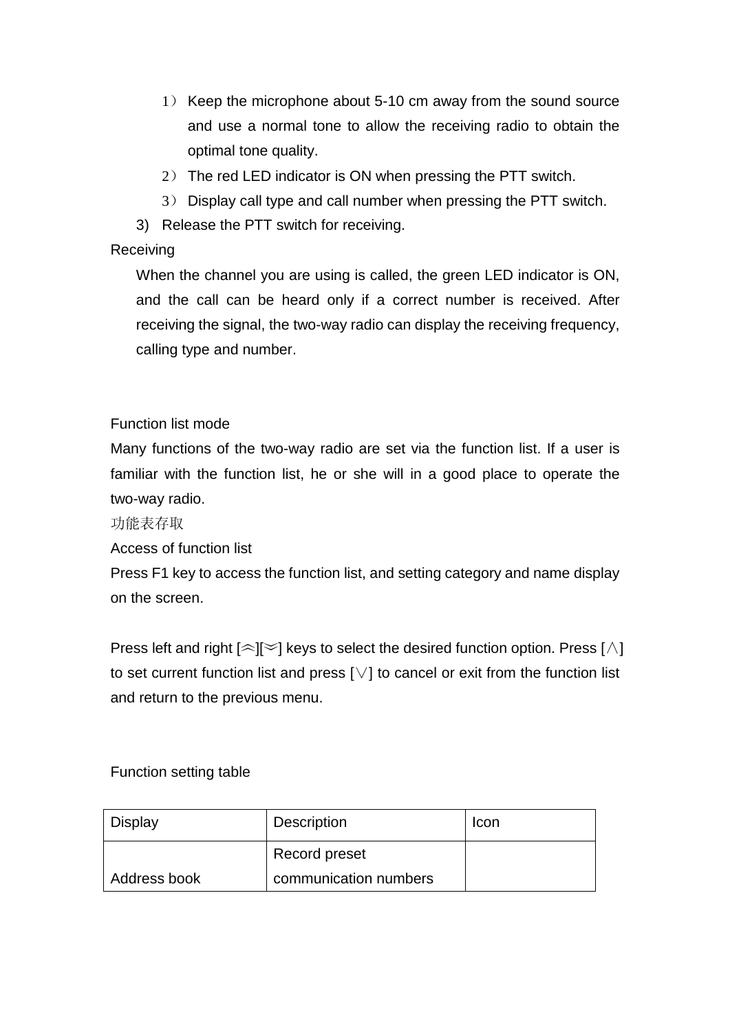1） Keep the microphone about 5-10 cm away from the sound source and use a normal tone to allow the receiving radio to obtain the optimal tone quality.

2） The red LED indicator is ON when pressing the PTT switch.

3） Display call type and call number when pressing the PTT switch.

3) Release the PTT switch for receiving.

Receiving

When the channel you are using is called, the green LED indicator is ON, and the call can be heard only if a correct number is received. After receiving the signal, the two-way radio can display the receiving frequency, calling type and number.

Function list mode

Many functions of the two-way radio are set via the function list. If a user is familiar with the function list, he or she will in a good place to operate the two-way radio.

功能表存取

Access of function list

Press F1 key to access the function list, and setting category and name display on the screen.

Press left and right [︽][︾] keys to select the desired function option. Press [∧] to set current function list and press [∨] to cancel or exit from the function list and return to the previous menu.

Function setting table

| Display | Description | Icon |
|---|---|---|
| Address book | Record preset communication numbers | |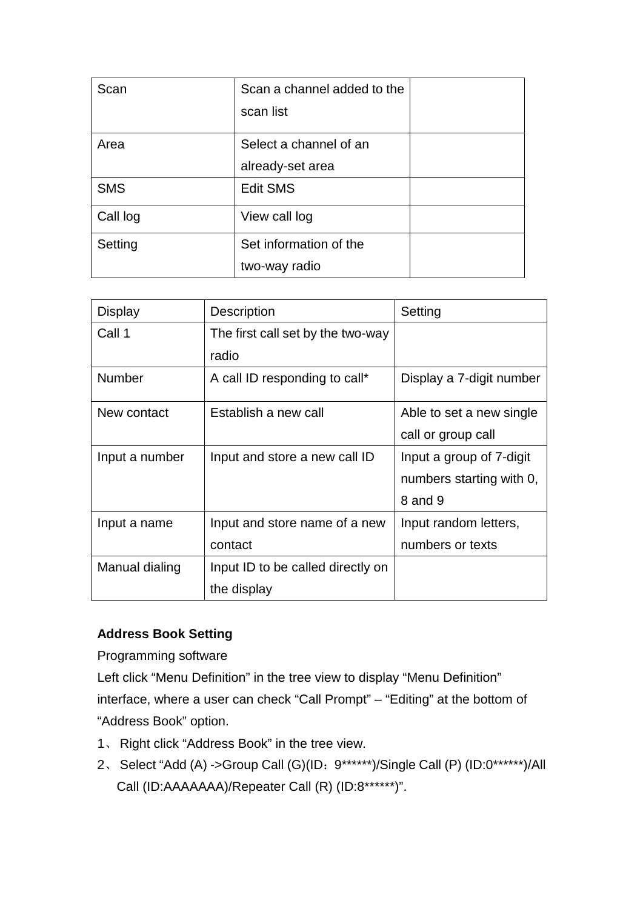| Scan | Scan a channel added to the scan list | |
|---|---|---|
| Area | Select a channel of an already-set area | |
| SMS | Edit SMS | |
| Call log | View call log | |
| Setting | Set information of the two-way radio | |

| Display | Description | Setting |
|---|---|---|
| Call 1 | The first call set by the two-way radio | |
| Number | A call ID responding to call* | Display a 7-digit number |
| New contact | Establish a new call | Able to set a new single call or group call |
| Input a number | Input and store a new call ID | Input a group of 7-digit numbers starting with 0, 8 and 9 |
| Input a name | Input and store name of a new contact | Input random letters, numbers or texts |
| Manual dialing | Input ID to be called directly on the display | |

**Address Book Setting**

Programming software

Left click “Menu Definition” in the tree view to display “Menu Definition” interface, where a user can check “Call Prompt” – “Editing” at the bottom of “Address Book” option.

1、 Right click “Address Book” in the tree view.

2、 Select “Add (A) ->Group Call (G)(ID：9******)/Single Call (P) (ID:0******)/All Call (ID:AAAAAAA)/Repeater Call (R) (ID:8******)”.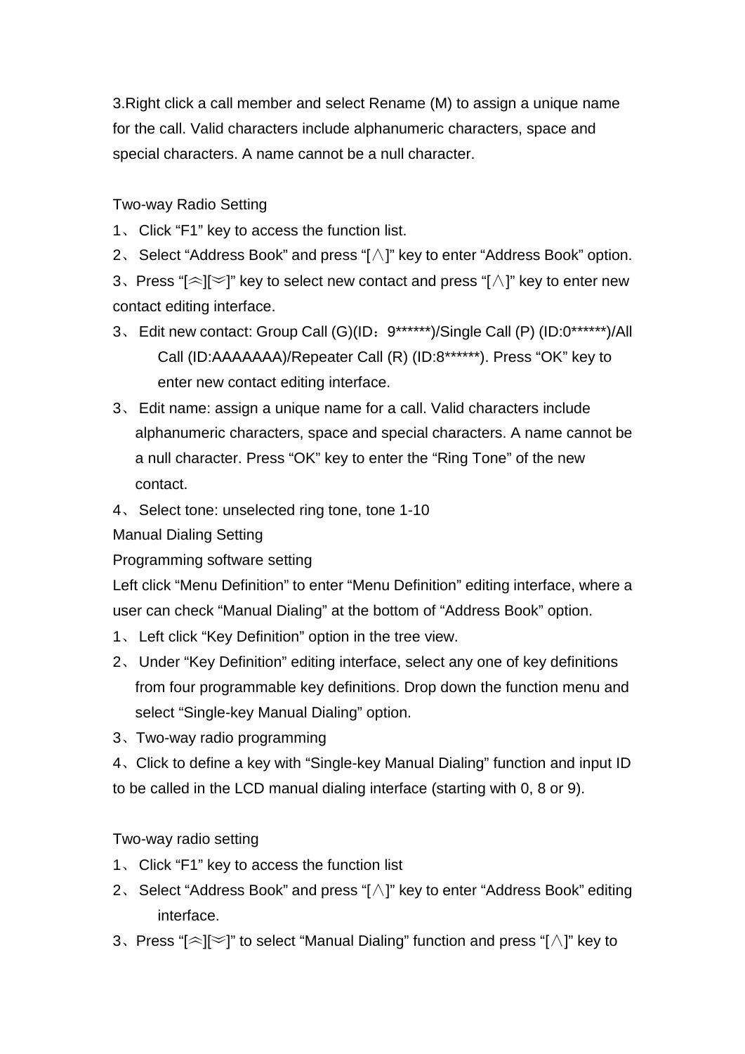3.Right click a call member and select Rename (M) to assign a unique name for the call. Valid characters include alphanumeric characters, space and special characters. A name cannot be a null character.

Two-way Radio Setting

1、 Click “F1” key to access the function list.

2、 Select “Address Book” and press “[∧]” key to enter “Address Book” option.

3、Press “[︽][︾]” key to select new contact and press “[∧]” key to enter new contact editing interface.

3、 Edit new contact: Group Call (G)(ID：9******)/Single Call (P) (ID:0******)/All Call (ID:AAAAAAA)/Repeater Call (R) (ID:8******). Press “OK” key to enter new contact editing interface.

3、 Edit name: assign a unique name for a call. Valid characters include alphanumeric characters, space and special characters. A name cannot be a null character. Press “OK” key to enter the “Ring Tone” of the new contact.

4、 Select tone: unselected ring tone, tone 1-10

Manual Dialing Setting

Programming software setting

Left click “Menu Definition” to enter “Menu Definition” editing interface, where a user can check “Manual Dialing” at the bottom of “Address Book” option.

1、 Left click “Key Definition” option in the tree view.

2、 Under “Key Definition” editing interface, select any one of key definitions from four programmable key definitions. Drop down the function menu and select “Single-key Manual Dialing” option.

3、Two-way radio programming

4、Click to define a key with “Single-key Manual Dialing” function and input ID to be called in the LCD manual dialing interface (starting with 0, 8 or 9).

Two-way radio setting

1、 Click “F1” key to access the function list

2、 Select “Address Book” and press “[∧]” key to enter “Address Book” editing interface.

3、Press “[︽][︾]” to select “Manual Dialing” function and press “[∧]” key to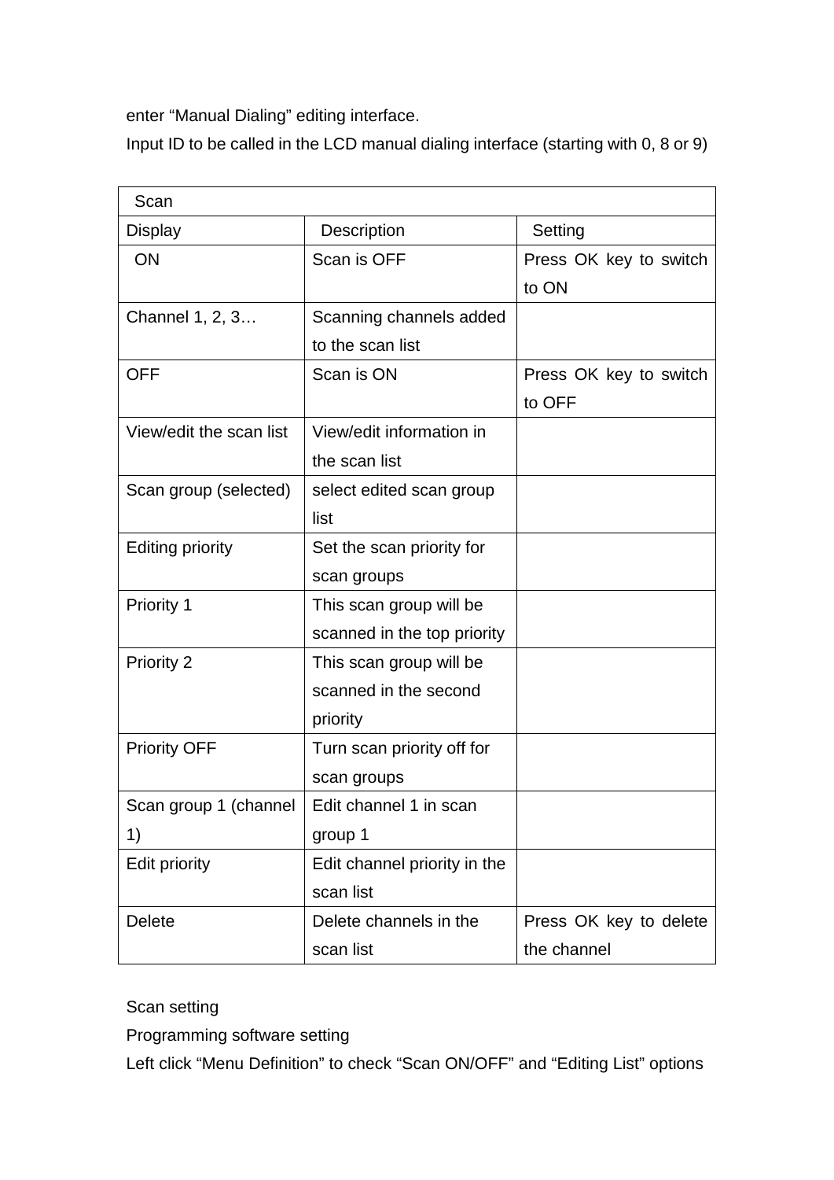enter “Manual Dialing” editing interface.

Input ID to be called in the LCD manual dialing interface (starting with 0, 8 or 9)

| Scan | | |
|---|---|---|
| Display | Description | Setting |
| ON | Scan is OFF | Press OK key to switch to ON |
| Channel 1, 2, 3… | Scanning channels added to the scan list | |
| OFF | Scan is ON | Press OK key to switch to OFF |
| View/edit the scan list | View/edit information in the scan list | |
| Scan group (selected) | select edited scan group list | |
| Editing priority | Set the scan priority for scan groups | |
| Priority 1 | This scan group will be scanned in the top priority | |
| Priority 2 | This scan group will be scanned in the second priority | |
| Priority OFF | Turn scan priority off for scan groups | |
| Scan group 1 (channel 1) | Edit channel 1 in scan group 1 | |
| Edit priority | Edit channel priority in the scan list | |
| Delete | Delete channels in the scan list | Press OK key to delete the channel |

Scan setting

Programming software setting

Left click “Menu Definition” to check “Scan ON/OFF” and “Editing List” options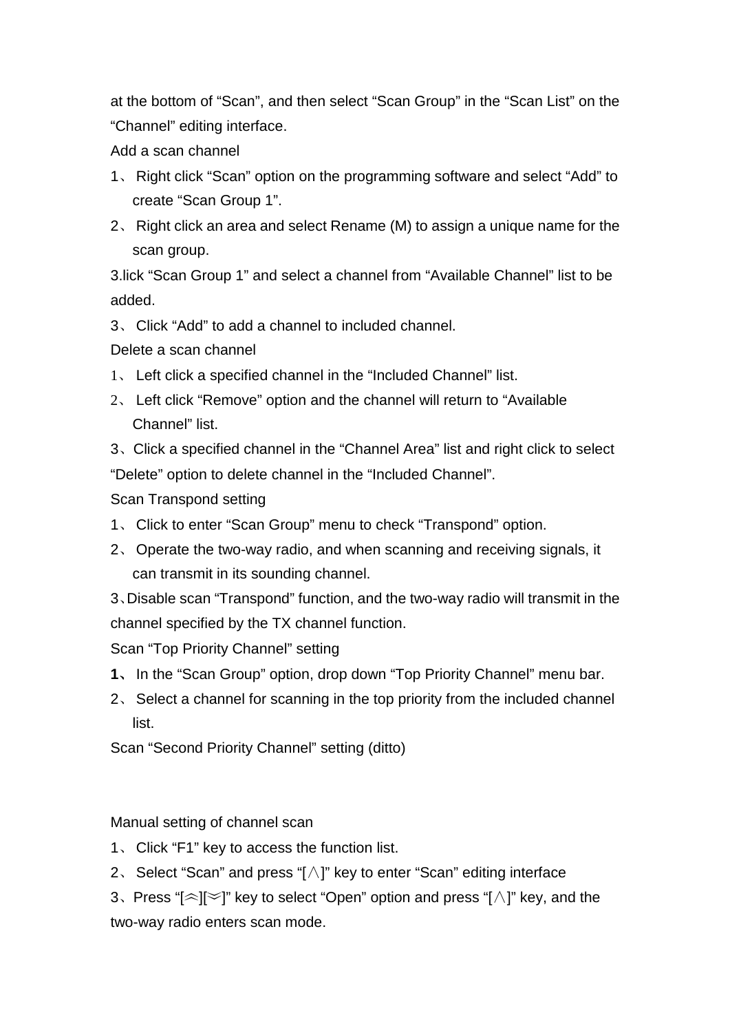at the bottom of “Scan”, and then select “Scan Group” in the “Scan List” on the “Channel” editing interface.

Add a scan channel

1、 Right click “Scan” option on the programming software and select “Add” to create “Scan Group 1”.

2、 Right click an area and select Rename (M) to assign a unique name for the scan group.

3.lick “Scan Group 1” and select a channel from “Available Channel” list to be added.

3、 Click “Add” to add a channel to included channel.

Delete a scan channel

1、 Left click a specified channel in the “Included Channel” list.

2、 Left click “Remove” option and the channel will return to “Available Channel” list.

3、Click a specified channel in the “Channel Area” list and right click to select “Delete” option to delete channel in the “Included Channel”.

Scan Transpond setting

1、 Click to enter “Scan Group” menu to check “Transpond” option.

2、 Operate the two-way radio, and when scanning and receiving signals, it can transmit in its sounding channel.

3、Disable scan “Transpond” function, and the two-way radio will transmit in the channel specified by the TX channel function.

Scan “Top Priority Channel” setting

**1**、 In the “Scan Group” option, drop down “Top Priority Channel” menu bar.

2、 Select a channel for scanning in the top priority from the included channel list.

Scan “Second Priority Channel” setting (ditto)

Manual setting of channel scan

1、 Click “F1” key to access the function list.

2、 Select “Scan” and press “[∧]” key to enter “Scan” editing interface

3、Press “[︽][︾]” key to select “Open” option and press “[∧]” key, and the two-way radio enters scan mode.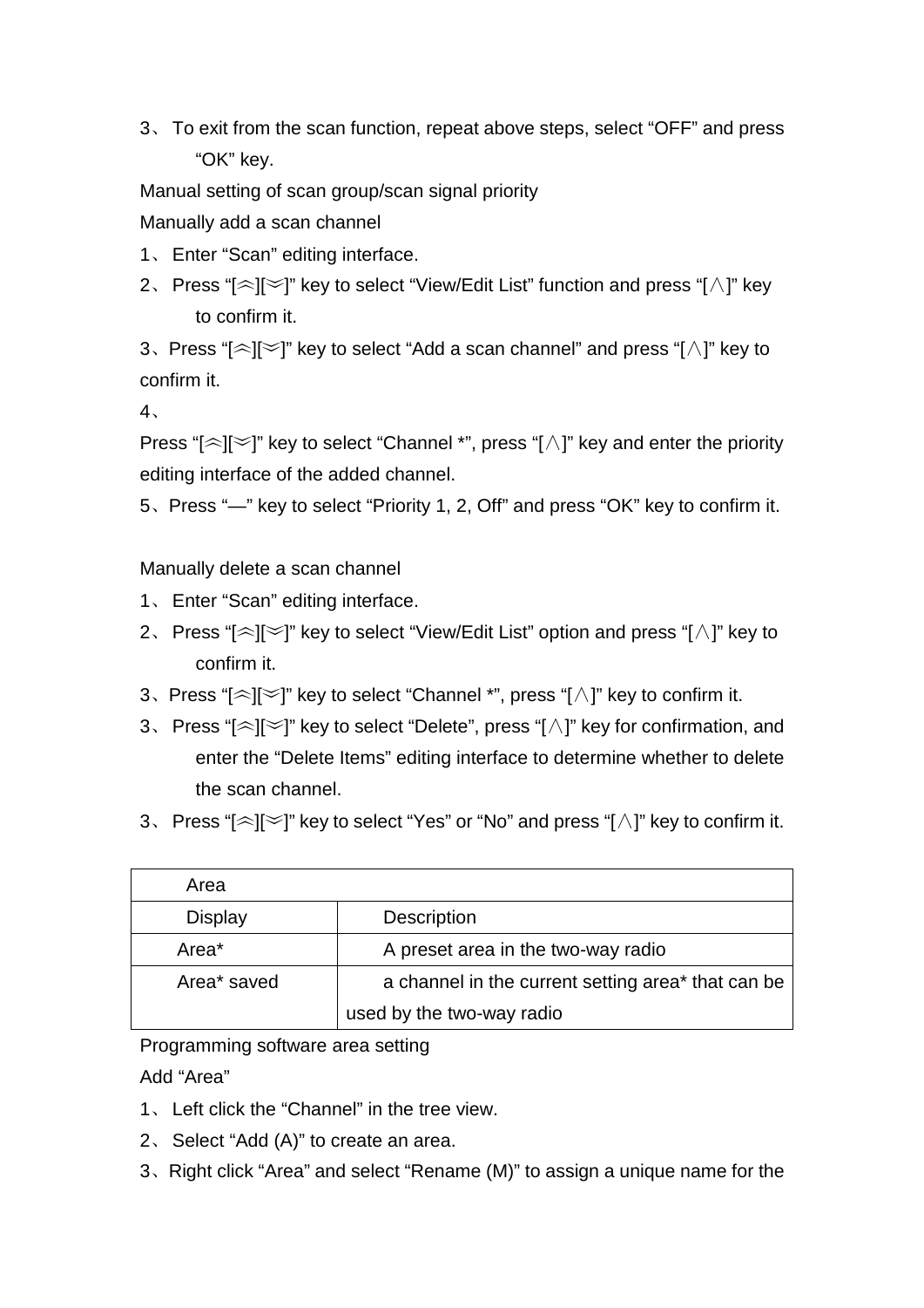3、 To exit from the scan function, repeat above steps, select “OFF” and press “OK” key.

Manual setting of scan group/scan signal priority

Manually add a scan channel

1、 Enter “Scan” editing interface.

2、 Press “[︽][︾]” key to select “View/Edit List” function and press “[∧]” key to confirm it.

3、Press “[︽][︾]” key to select “Add a scan channel” and press “[∧]” key to confirm it.

4、

Press “[︽][︾]” key to select “Channel *”, press “[∧]” key and enter the priority editing interface of the added channel.

5、Press “—” key to select “Priority 1, 2, Off” and press “OK” key to confirm it.

Manually delete a scan channel

1、 Enter “Scan” editing interface.

2、 Press “[︽][︾]” key to select “View/Edit List” option and press “[∧]” key to confirm it.

3、Press “[︽][︾]” key to select “Channel *”, press “[∧]” key to confirm it.

3、 Press “[︽][︾]” key to select “Delete”, press “[∧]” key for confirmation, and enter the “Delete Items” editing interface to determine whether to delete the scan channel.

3、 Press “[︽][︾]” key to select “Yes” or “No” and press “[∧]” key to confirm it.

| Area | |
|---|---|
| Display | Description |
| Area* | A preset area in the two-way radio |
| Area* saved | a channel in the current setting area* that can be used by the two-way radio |

Programming software area setting

Add “Area”

1、 Left click the “Channel” in the tree view.

2、 Select “Add (A)” to create an area.

3、Right click “Area” and select “Rename (M)” to assign a unique name for the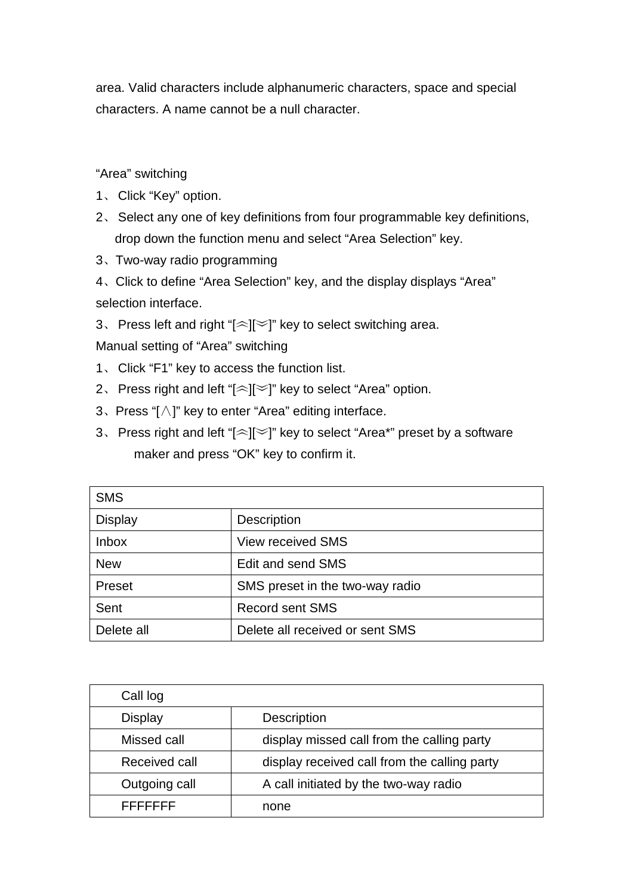area. Valid characters include alphanumeric characters, space and special characters. A name cannot be a null character.

“Area” switching

1、 Click “Key” option.

2、 Select any one of key definitions from four programmable key definitions, drop down the function menu and select “Area Selection” key.

3、Two-way radio programming

4、Click to define “Area Selection” key, and the display displays “Area” selection interface.

3、 Press left and right “[︽][︾]” key to select switching area.

Manual setting of “Area” switching

1、 Click “F1” key to access the function list.

2、 Press right and left “[︽][︾]” key to select “Area” option.

3、Press “[∧]” key to enter “Area” editing interface.

3、 Press right and left “[︽][︾]” key to select “Area*” preset by a software maker and press “OK” key to confirm it.

| SMS | |
|---|---|
| Display | Description |
| Inbox | View received SMS |
| New | Edit and send SMS |
| Preset | SMS preset in the two-way radio |
| Sent | Record sent SMS |
| Delete all | Delete all received or sent SMS |

| Call log | |
|---|---|
| Display | Description |
| Missed call | display missed call from the calling party |
| Received call | display received call from the calling party |
| Outgoing call | A call initiated by the two-way radio |
| FFFFFFF | none |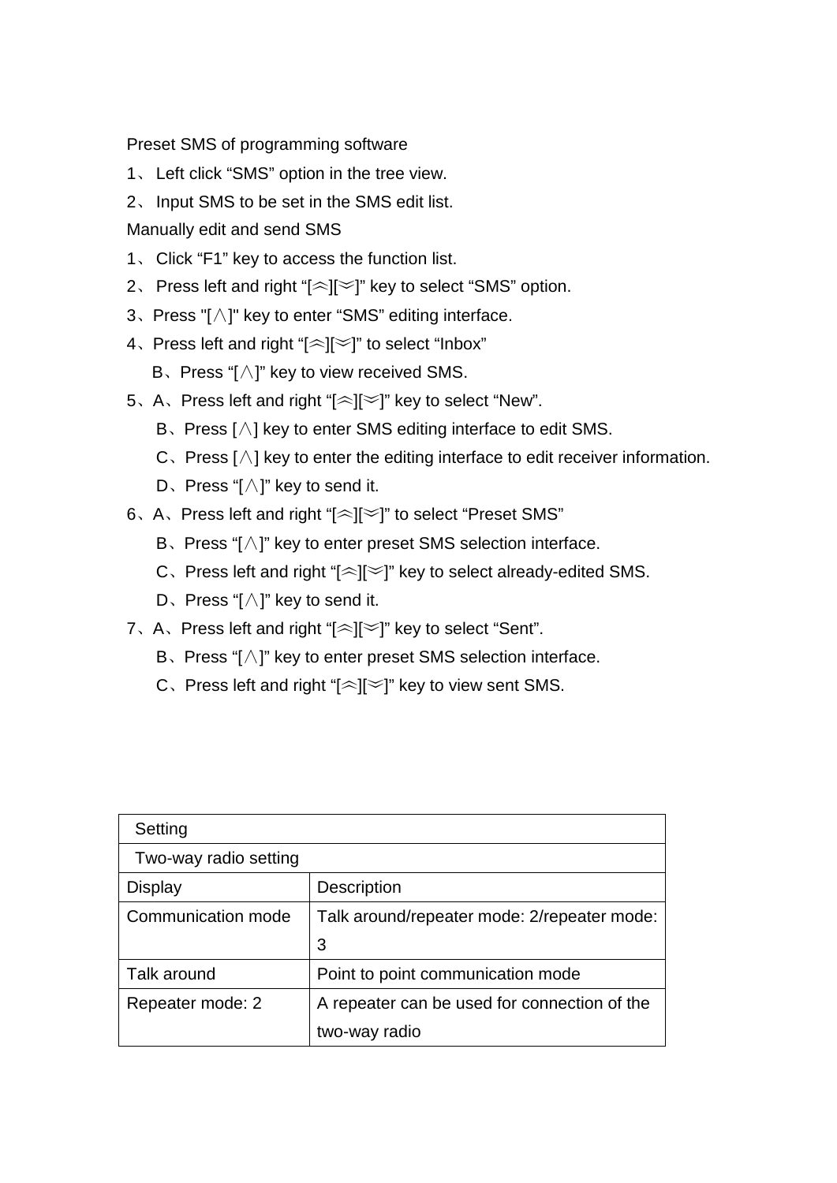Preset SMS of programming software

1、 Left click “SMS” option in the tree view.

2、 Input SMS to be set in the SMS edit list.

Manually edit and send SMS

1、 Click “F1” key to access the function list.

2、 Press left and right “[︽][︾]” key to select “SMS” option.

3、Press "[∧]" key to enter “SMS” editing interface.

4、Press left and right “[︽][︾]” to select “Inbox”

B、Press “[∧]” key to view received SMS.

5、A、Press left and right “[︽][︾]” key to select “New”.

B、Press [∧] key to enter SMS editing interface to edit SMS.

C、Press [∧] key to enter the editing interface to edit receiver information.

D、Press “[∧]” key to send it.

6、A、Press left and right “[︽][︾]” to select “Preset SMS”

B、Press “[∧]” key to enter preset SMS selection interface.

C、Press left and right “[︽][︾]” key to select already-edited SMS.

D、Press “[∧]” key to send it.

7、A、Press left and right “[︽][︾]” key to select “Sent”.

B、Press “[∧]” key to enter preset SMS selection interface.

C、Press left and right “[︽][︾]” key to view sent SMS.

| Setting | |
|---|---|
| Two-way radio setting | |
| Display | Description |
| Communication mode | Talk around/repeater mode: 2/repeater mode: 3 |
| Talk around | Point to point communication mode |
| Repeater mode: 2 | A repeater can be used for connection of the two-way radio |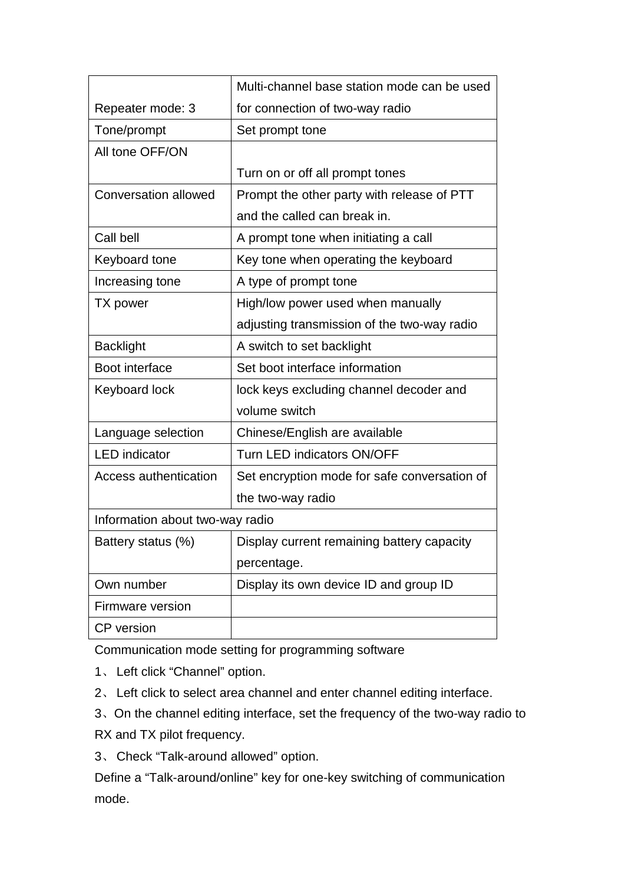| Repeater mode: 3 | Multi-channel base station mode can be used for connection of two-way radio |
|---|---|
| Tone/prompt | Set prompt tone |
| All tone OFF/ON | Turn on or off all prompt tones |
| Conversation allowed | Prompt the other party with release of PTT and the called can break in. |
| Call bell | A prompt tone when initiating a call |
| Keyboard tone | Key tone when operating the keyboard |
| Increasing tone | A type of prompt tone |
| TX power | High/low power used when manually adjusting transmission of the two-way radio |
| Backlight | A switch to set backlight |
| Boot interface | Set boot interface information |
| Keyboard lock | lock keys excluding channel decoder and volume switch |
| Language selection | Chinese/English are available |
| LED indicator | Turn LED indicators ON/OFF |
| Access authentication | Set encryption mode for safe conversation of the two-way radio |
| Information about two-way radio | |
| Battery status (%) | Display current remaining battery capacity percentage. |
| Own number | Display its own device ID and group ID |
| Firmware version | |
| CP version | |

Communication mode setting for programming software

1、 Left click “Channel” option.

2、 Left click to select area channel and enter channel editing interface.

3、On the channel editing interface, set the frequency of the two-way radio to RX and TX pilot frequency.

3、 Check “Talk-around allowed” option.

Define a “Talk-around/online” key for one-key switching of communication mode.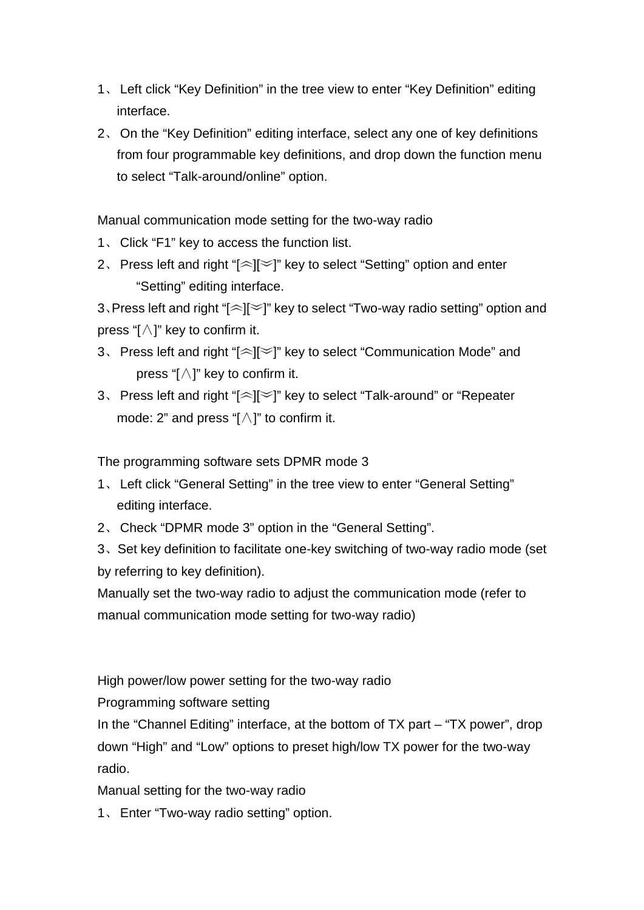1、 Left click “Key Definition” in the tree view to enter “Key Definition” editing interface.

2、 On the “Key Definition” editing interface, select any one of key definitions from four programmable key definitions, and drop down the function menu to select “Talk-around/online” option.

Manual communication mode setting for the two-way radio

1、 Click “F1” key to access the function list.

2、 Press left and right “[︽][︾]” key to select “Setting” option and enter “Setting” editing interface.

3、Press left and right “[︽][︾]” key to select “Two-way radio setting” option and press “[∧]” key to confirm it.

3、 Press left and right “[︽][︾]” key to select “Communication Mode” and press “[∧]” key to confirm it.

3、 Press left and right “[︽][︾]” key to select “Talk-around” or “Repeater mode: 2” and press “[∧]” to confirm it.

The programming software sets DPMR mode 3

1、 Left click “General Setting” in the tree view to enter “General Setting” editing interface.

2、 Check “DPMR mode 3” option in the “General Setting”.

3、Set key definition to facilitate one-key switching of two-way radio mode (set by referring to key definition).

Manually set the two-way radio to adjust the communication mode (refer to manual communication mode setting for two-way radio)

High power/low power setting for the two-way radio

Programming software setting

In the “Channel Editing” interface, at the bottom of TX part – “TX power”, drop down “High” and “Low” options to preset high/low TX power for the two-way radio.

Manual setting for the two-way radio

1、 Enter “Two-way radio setting” option.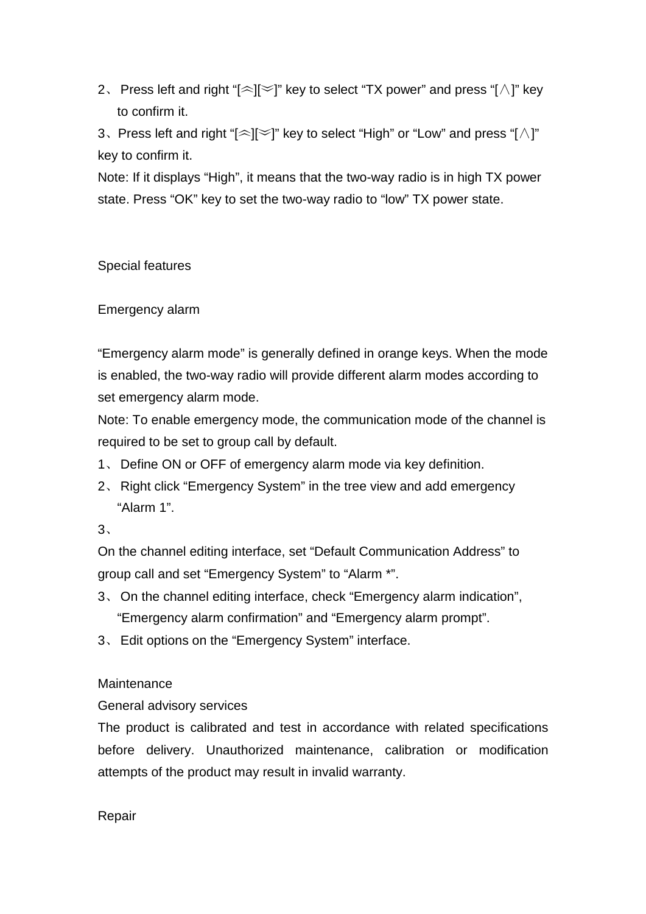2、 Press left and right "[︽][︾]" key to select "TX power" and press "[∧]" key to confirm it.

3、Press left and right "[︽][︾]" key to select "High" or "Low" and press "[∧]" key to confirm it.

Note: If it displays "High", it means that the two-way radio is in high TX power state. Press "OK" key to set the two-way radio to "low" TX power state.

## Special features

### Emergency alarm

"Emergency alarm mode" is generally defined in orange keys. When the mode is enabled, the two-way radio will provide different alarm modes according to set emergency alarm mode.

Note: To enable emergency mode, the communication mode of the channel is required to be set to group call by default.

1、 Define ON or OFF of emergency alarm mode via key definition.

2、 Right click "Emergency System" in the tree view and add emergency "Alarm 1".

3、

On the channel editing interface, set "Default Communication Address" to group call and set "Emergency System" to "Alarm *".

3、 On the channel editing interface, check "Emergency alarm indication", "Emergency alarm confirmation" and "Emergency alarm prompt".

3、 Edit options on the "Emergency System" interface.

## Maintenance

### General advisory services

The product is calibrated and test in accordance with related specifications before delivery. Unauthorized maintenance, calibration or modification attempts of the product may result in invalid warranty.

### Repair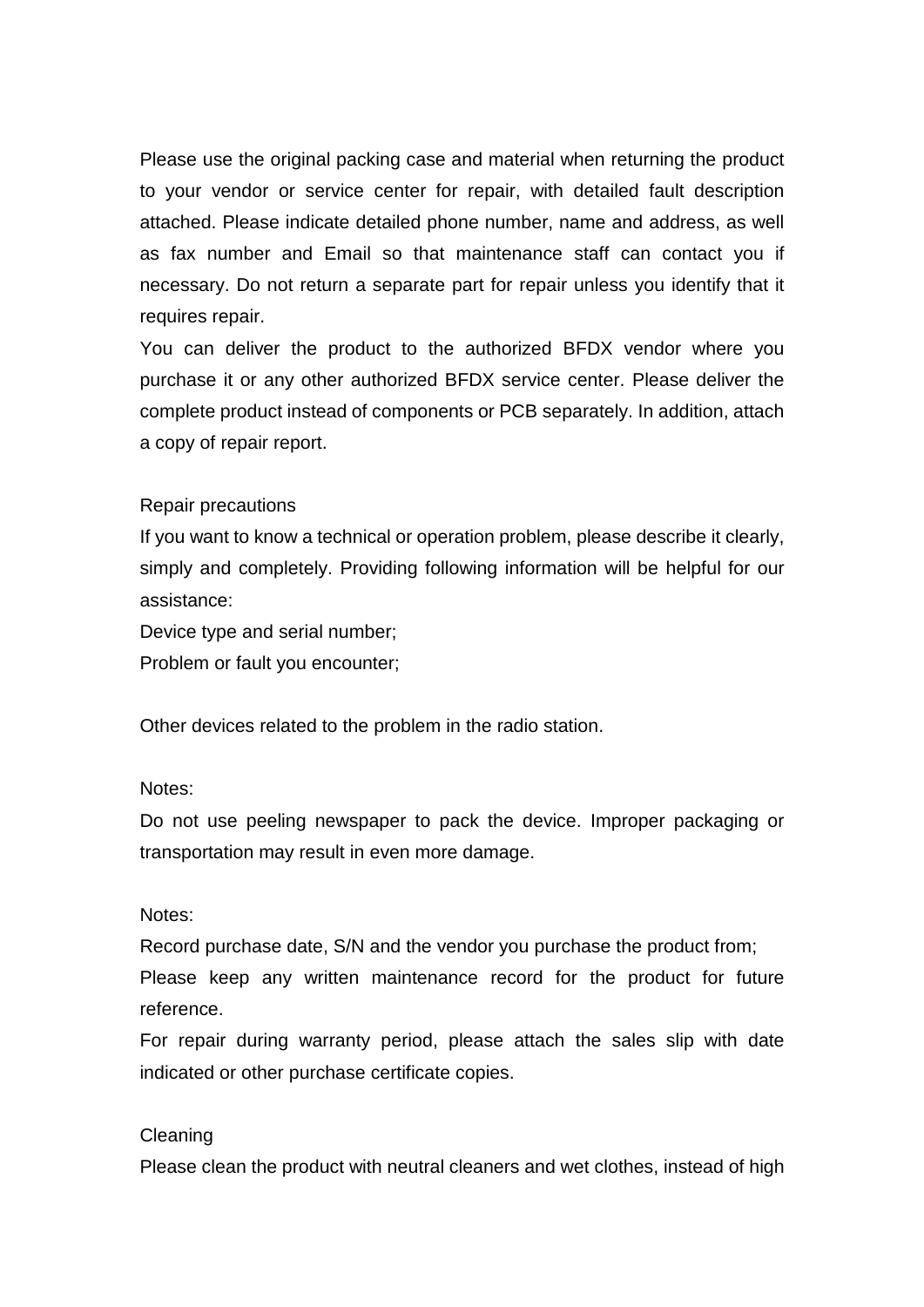Please use the original packing case and material when returning the product to your vendor or service center for repair, with detailed fault description attached. Please indicate detailed phone number, name and address, as well as fax number and Email so that maintenance staff can contact you if necessary. Do not return a separate part for repair unless you identify that it requires repair.

You can deliver the product to the authorized BFDX vendor where you purchase it or any other authorized BFDX service center. Please deliver the complete product instead of components or PCB separately. In addition, attach a copy of repair report.

Repair precautions

If you want to know a technical or operation problem, please describe it clearly, simply and completely. Providing following information will be helpful for our assistance:

Device type and serial number;

Problem or fault you encounter;

Other devices related to the problem in the radio station.

Notes:

Do not use peeling newspaper to pack the device. Improper packaging or transportation may result in even more damage.

Notes:

Record purchase date, S/N and the vendor you purchase the product from;

Please keep any written maintenance record for the product for future reference.

For repair during warranty period, please attach the sales slip with date indicated or other purchase certificate copies.

Cleaning

Please clean the product with neutral cleaners and wet clothes, instead of high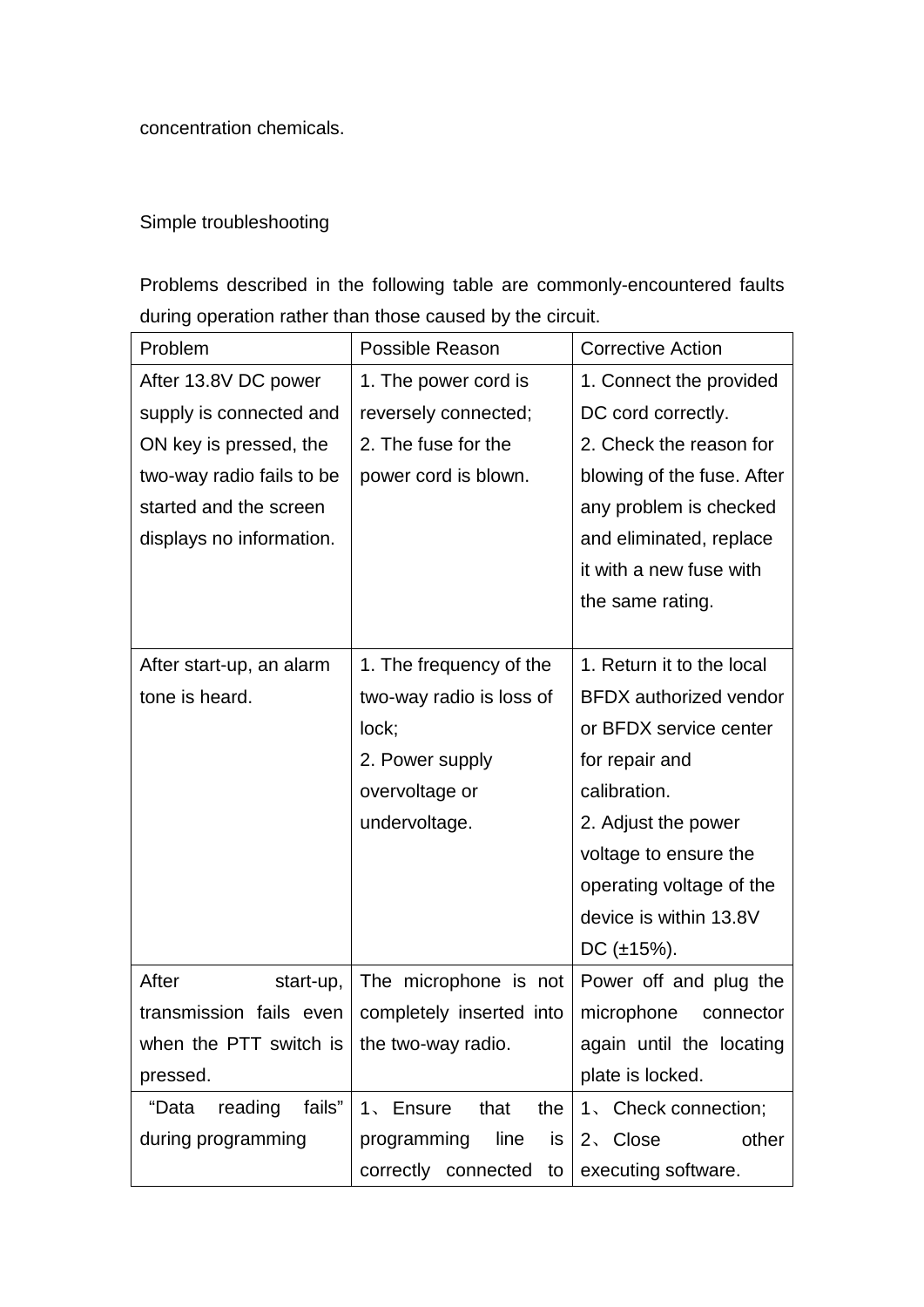concentration chemicals.

## Simple troubleshooting

Problems described in the following table are commonly-encountered faults during operation rather than those caused by the circuit.

| Problem | Possible Reason | Corrective Action |
|---|---|---|
| After 13.8V DC power supply is connected and ON key is pressed, the two-way radio fails to be started and the screen displays no information. | 1. The power cord is reversely connected;<br>2. The fuse for the power cord is blown. | 1. Connect the provided DC cord correctly.<br>2. Check the reason for blowing of the fuse. After any problem is checked and eliminated, replace it with a new fuse with the same rating. |
| After start-up, an alarm tone is heard. | 1. The frequency of the two-way radio is loss of lock;<br>2. Power supply overvoltage or undervoltage. | 1. Return it to the local BFDX authorized vendor or BFDX service center for repair and calibration.<br>2. Adjust the power voltage to ensure the operating voltage of the device is within 13.8V DC (±15%). |
| After start-up, transmission fails even when the PTT switch is pressed. | The microphone is not completely inserted into the two-way radio. | Power off and plug the microphone connector again until the locating plate is locked. |
| “Data reading fails” during programming | 1、Ensure that the programming line is correctly connected to | 1、Check connection;<br>2、Close other executing software. |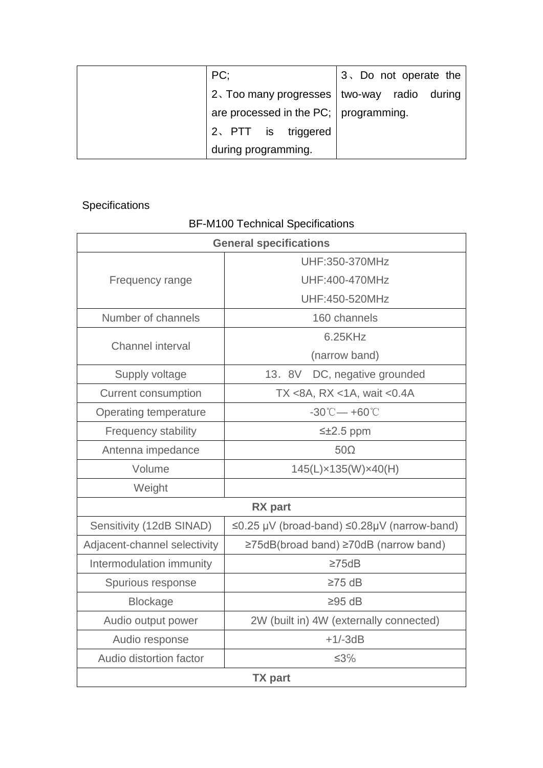| | PC;<br>2、Too many progresses are processed in the PC;<br>2、PTT is triggered during programming. | 3、Do not operate the two-way radio during programming. |
|---|---|---|

Specifications

BF-M100 Technical Specifications

| **General specifications** | |
|---|---|
| Frequency range | UHF:350-370MHz<br>UHF:400-470MHz<br>UHF:450-520MHz |
| Number of channels | 160 channels |
| Channel interval | 6.25KHz<br>(narrow band) |
| Supply voltage | 13．8V DC, negative grounded |
| Current consumption | TX <8A, RX <1A, wait <0.4A |
| Operating temperature | -30℃— +60℃ |
| Frequency stability | ≤±2.5 ppm |
| Antenna impedance | 50Ω |
| Volume | 145(L)×135(W)×40(H) |
| Weight | |
| **RX part** | |
| Sensitivity (12dB SINAD) | ≤0.25 μV (broad-band) ≤0.28μV (narrow-band) |
| Adjacent-channel selectivity | ≥75dB(broad band) ≥70dB (narrow band) |
| Intermodulation immunity | ≥75dB |
| Spurious response | ≥75 dB |
| Blockage | ≥95 dB |
| Audio output power | 2W (built in) 4W (externally connected) |
| Audio response | +1/-3dB |
| Audio distortion factor | ≤3% |
| **TX part** | |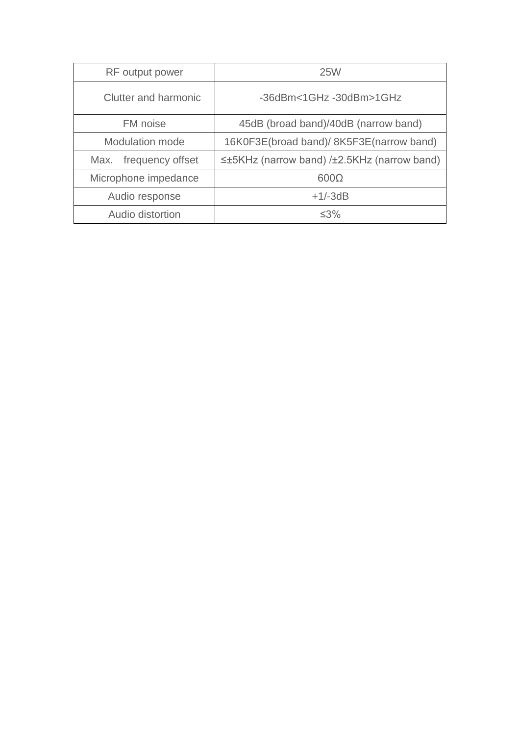| | |
|---|---|
| RF output power | 25W |
| Clutter and harmonic | -36dBm<1GHz -30dBm>1GHz |
| FM noise | 45dB (broad band)/40dB (narrow band) |
| Modulation mode | 16K0F3E(broad band)/ 8K5F3E(narrow band) |
| Max. frequency offset | ≤±5KHz (narrow band) /±2.5KHz (narrow band) |
| Microphone impedance | 600Ω |
| Audio response | +1/-3dB |
| Audio distortion | ≤3% |